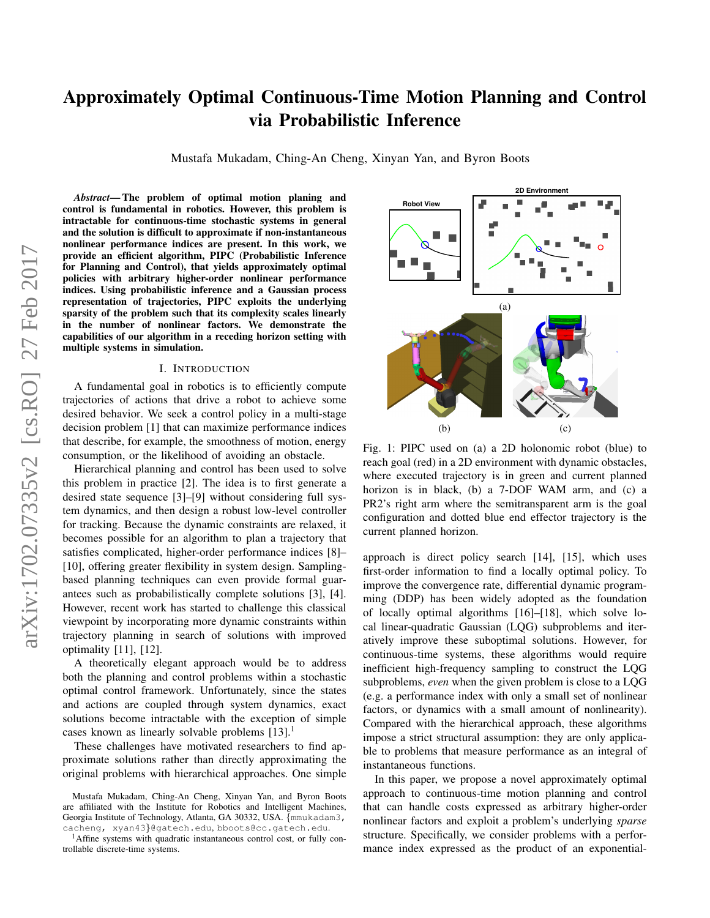# Approximately Optimal Continuous-Time Motion Planning and Control via Probabilistic Inference

Mustafa Mukadam, Ching-An Cheng, Xinyan Yan, and Byron Boots

***Abstract*— The problem of optimal motion planing and control is fundamental in robotics. However, this problem is intractable for continuous-time stochastic systems in general and the solution is difficult to approximate if non-instantaneous nonlinear performance indices are present. In this work, we provide an efficient algorithm, PIPC (Probabilistic Inference for Planning and Control), that yields approximately optimal policies with arbitrary higher-order nonlinear performance indices. Using probabilistic inference and a Gaussian process representation of trajectories, PIPC exploits the underlying sparsity of the problem such that its complexity scales linearly in the number of nonlinear factors. We demonstrate the capabilities of our algorithm in a receding horizon setting with multiple systems in simulation.**

## I. Introduction

A fundamental goal in robotics is to efficiently compute trajectories of actions that drive a robot to achieve some desired behavior. We seek a control policy in a multi-stage decision problem [1] that can maximize performance indices that describe, for example, the smoothness of motion, energy consumption, or the likelihood of avoiding an obstacle.

Hierarchical planning and control has been used to solve this problem in practice [2]. The idea is to first generate a desired state sequence [3]–[9] without considering full system dynamics, and then design a robust low-level controller for tracking. Because the dynamic constraints are relaxed, it becomes possible for an algorithm to plan a trajectory that satisfies complicated, higher-order performance indices [8]–[10], offering greater flexibility in system design. Sampling-based planning techniques can even provide formal guarantees such as probabilistically complete solutions [3], [4]. However, recent work has started to challenge this classical viewpoint by incorporating more dynamic constraints within trajectory planning in search of solutions with improved optimality [11], [12].

A theoretically elegant approach would be to address both the planning and control problems within a stochastic optimal control framework. Unfortunately, since the states and actions are coupled through system dynamics, exact solutions become intractable with the exception of simple cases known as linearly solvable problems [13].[1]

These challenges have motivated researchers to find approximate solutions rather than directly approximating the original problems with hierarchical approaches. One simple approach is direct policy search [14], [15], which uses first-order information to find a locally optimal policy. To improve the convergence rate, differential dynamic programming (DDP) has been widely adopted as the foundation of locally optimal algorithms [16]–[18], which solve local linear-quadratic Gaussian (LQG) subproblems and iteratively improve these suboptimal solutions. However, for continuous-time systems, these algorithms would require inefficient high-frequency sampling to construct the LQG subproblems, *even* when the given problem is close to a LQG (e.g. a performance index with only a small set of nonlinear factors, or dynamics with a small amount of nonlinearity). Compared with the hierarchical approach, these algorithms impose a strict structural assumption: they are only applicable to problems that measure performance as an integral of instantaneous functions.

Fig. 1: PIPC used on (a) a 2D holonomic robot (blue) to reach goal (red) in a 2D environment with dynamic obstacles, where executed trajectory is in green and current planned horizon is in black, (b) a 7-DOF WAM arm, and (c) a PR2's right arm where the semitransparent arm is the goal configuration and dotted blue end effector trajectory is the current planned horizon.

In this paper, we propose a novel approximately optimal approach to continuous-time motion planning and control that can handle costs expressed as arbitrary higher-order nonlinear factors and exploit a problem's underlying *sparse* structure. Specifically, we consider problems with a performance index expressed as the product of an exponential-

Mustafa Mukadam, Ching-An Cheng, Xinyan Yan, and Byron Boots are affiliated with the Institute for Robotics and Intelligent Machines, Georgia Institute of Technology, Atlanta, GA 30332, USA. {mmukadam3, cacheng, xyan43}@gatech.edu, bboots@cc.gatech.edu.

[1] Affine systems with quadratic instantaneous control cost, or fully controllable discrete-time systems.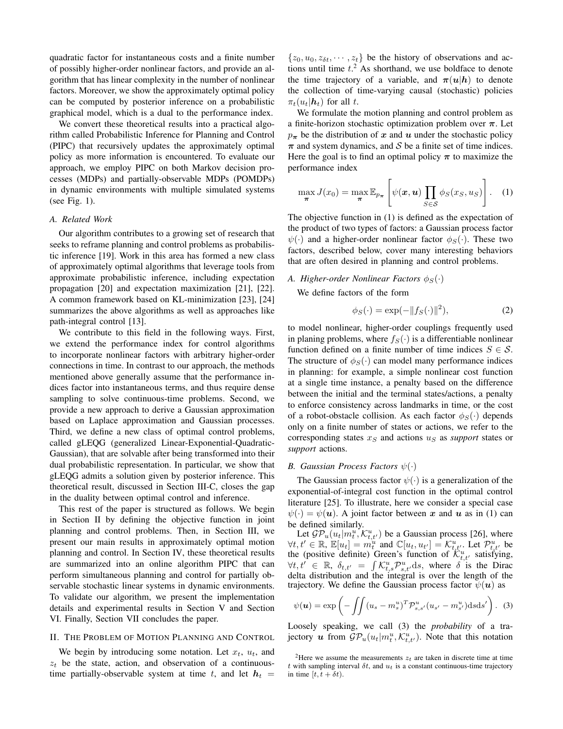quadratic factor for instantaneous costs and a finite number of possibly higher-order nonlinear factors, and provide an algorithm that has linear complexity in the number of nonlinear factors. Moreover, we show the approximately optimal policy can be computed by posterior inference on a probabilistic graphical model, which is a dual to the performance index.

We convert these theoretical results into a practical algorithm called Probabilistic Inference for Planning and Control (PIPC) that recursively updates the approximately optimal policy as more information is encountered. To evaluate our approach, we employ PIPC on both Markov decision processes (MDPs) and partially-observable MDPs (POMDPs) in dynamic environments with multiple simulated systems (see Fig. 1).

### A. Related Work

Our algorithm contributes to a growing set of research that seeks to reframe planning and control problems as probabilistic inference [19]. Work in this area has formed a new class of approximately optimal algorithms that leverage tools from approximate probabilistic inference, including expectation propagation [20] and expectation maximization [21], [22]. A common framework based on KL-minimization [23], [24] summarizes the above algorithms as well as approaches like path-integral control [13].

We contribute to this field in the following ways. First, we extend the performance index for control algorithms to incorporate nonlinear factors with arbitrary higher-order connections in time. In contrast to our approach, the methods mentioned above generally assume that the performance indices factor into instantaneous terms, and thus require dense sampling to solve continuous-time problems. Second, we provide a new approach to derive a Gaussian approximation based on Laplace approximation and Gaussian processes. Third, we define a new class of optimal control problems, called gLEQG (generalized Linear-Exponential-Quadratic-Gaussian), that are solvable after being transformed into their dual probabilistic representation. In particular, we show that gLEQG admits a solution given by posterior inference. This theoretical result, discussed in Section III-C, closes the gap in the duality between optimal control and inference.

This rest of the paper is structured as follows. We begin in Section II by defining the objective function in joint planning and control problems. Then, in Section III, we present our main results in approximately optimal motion planning and control. In Section IV, these theoretical results are summarized into an online algorithm PIPC that can perform simultaneous planning and control for partially observable stochastic linear systems in dynamic environments. To validate our algorithm, we present the implementation details and experimental results in Section V and Section VI. Finally, Section VII concludes the paper.

## II. The Problem of Motion Planning and Control

We begin by introducing some notation. Let $x_t$, $u_t$, and $z_t$ be the state, action, and observation of a continuous-time partially-observable system at time $t$, and let $\boldsymbol{h}_t = \{z_0, u_0, z_{\delta t}, \cdots, z_t\}$ be the history of observations and actions until time $t$.[2] As shorthand, we use boldface to denote the time trajectory of a variable, and $\boldsymbol{\pi}(\boldsymbol{u}|\boldsymbol{h})$ to denote the collection of time-varying causal (stochastic) policies $\pi_t(u_t|\boldsymbol{h}_t)$ for all $t$.

We formulate the motion planning and control problem as a finite-horizon stochastic optimization problem over $\boldsymbol{\pi}$. Let $p_{\boldsymbol{\pi}}$ be the distribution of $\boldsymbol{x}$ and $\boldsymbol{u}$ under the stochastic policy $\boldsymbol{\pi}$ and system dynamics, and $\mathcal{S}$ be a finite set of time indices. Here the goal is to find an optimal policy $\boldsymbol{\pi}$ to maximize the performance index

$$\max_{\boldsymbol{\pi}} J(x_0) = \max_{\boldsymbol{\pi}} \mathbb{E}_{p_{\boldsymbol{\pi}}}\left[\psi(\boldsymbol{x}, \boldsymbol{u}) \prod_{S \in \mathcal{S}} \phi_S(x_S, u_S)\right]. \quad (1)$$

The objective function in (1) is defined as the expectation of the product of two types of factors: a Gaussian process factor $\psi(\cdot)$ and a higher-order nonlinear factor $\phi_S(\cdot)$. These two factors, described below, cover many interesting behaviors that are often desired in planning and control problems.

### A. Higher-order Nonlinear Factors $\phi_S(\cdot)$

We define factors of the form

$$\phi_S(\cdot) = \exp(-\|f_S(\cdot)\|^2), \quad (2)$$

to model nonlinear, higher-order couplings frequently used in planing problems, where $f_S(\cdot)$ is a differentiable nonlinear function defined on a finite number of time indices $S \in \mathcal{S}$. The structure of $\phi_S(\cdot)$ can model many performance indices in planning: for example, a simple nonlinear cost function at a single time instance, a penalty based on the difference between the initial and the terminal states/actions, a penalty to enforce consistency across landmarks in time, or the cost of a robot-obstacle collision. As each factor $\phi_S(\cdot)$ depends only on a finite number of states or actions, we refer to the corresponding states $x_S$ and actions $u_S$ as *support* states or *support* actions.

### B. Gaussian Process Factors $\psi(\cdot)$

The Gaussian process factor $\psi(\cdot)$ is a generalization of the exponential-of-integral cost function in the optimal control literature [25]. To illustrate, here we consider a special case $\psi(\cdot) = \psi(\boldsymbol{u})$. A joint factor between $\boldsymbol{x}$ and $\boldsymbol{u}$ as in (1) can be defined similarly.

Let $\mathcal{GP}_u(u_t|m_t^u, \mathcal{K}_{t,t'}^u)$ be a Gaussian process [26], where $\forall t, t' \in \mathbb{R}$, $\mathbb{E}[u_t] = m_t^u$ and $\mathbb{C}[u_t, u_{t'}] = \mathcal{K}_{t,t'}^u$. Let $\mathcal{P}_{t,t'}^u$ be the (positive definite) Green's function of $\mathcal{K}_{t,t'}^u$ satisfying, $\forall t, t' \in \mathbb{R}$, $\delta_{t,t'} = \int \mathcal{K}_{t,s}^u \mathcal{P}_{s,t'}^u \mathrm{d}s$, where $\delta$ is the Dirac delta distribution and the integral is over the length of the trajectory. We define the Gaussian process factor $\psi(\boldsymbol{u})$ as

$$\psi(\boldsymbol{u}) = \exp\left(-\iint (u_s - m_s^u)^T \mathcal{P}_{s,s'}^u (u_{s'} - m_{s'}^u) \mathrm{d}s\mathrm{d}s'\right). \quad (3)$$

Loosely speaking, we call (3) the *probability* of a trajectory $\boldsymbol{u}$ from $\mathcal{GP}_u(u_t|m_t^u, \mathcal{K}_{t,t'}^u)$. Note that this notation

[2] Here we assume the measurements $z_t$ are taken in discrete time at time $t$ with sampling interval $\delta t$, and $u_t$ is a constant continuous-time trajectory in time $[t, t + \delta t)$.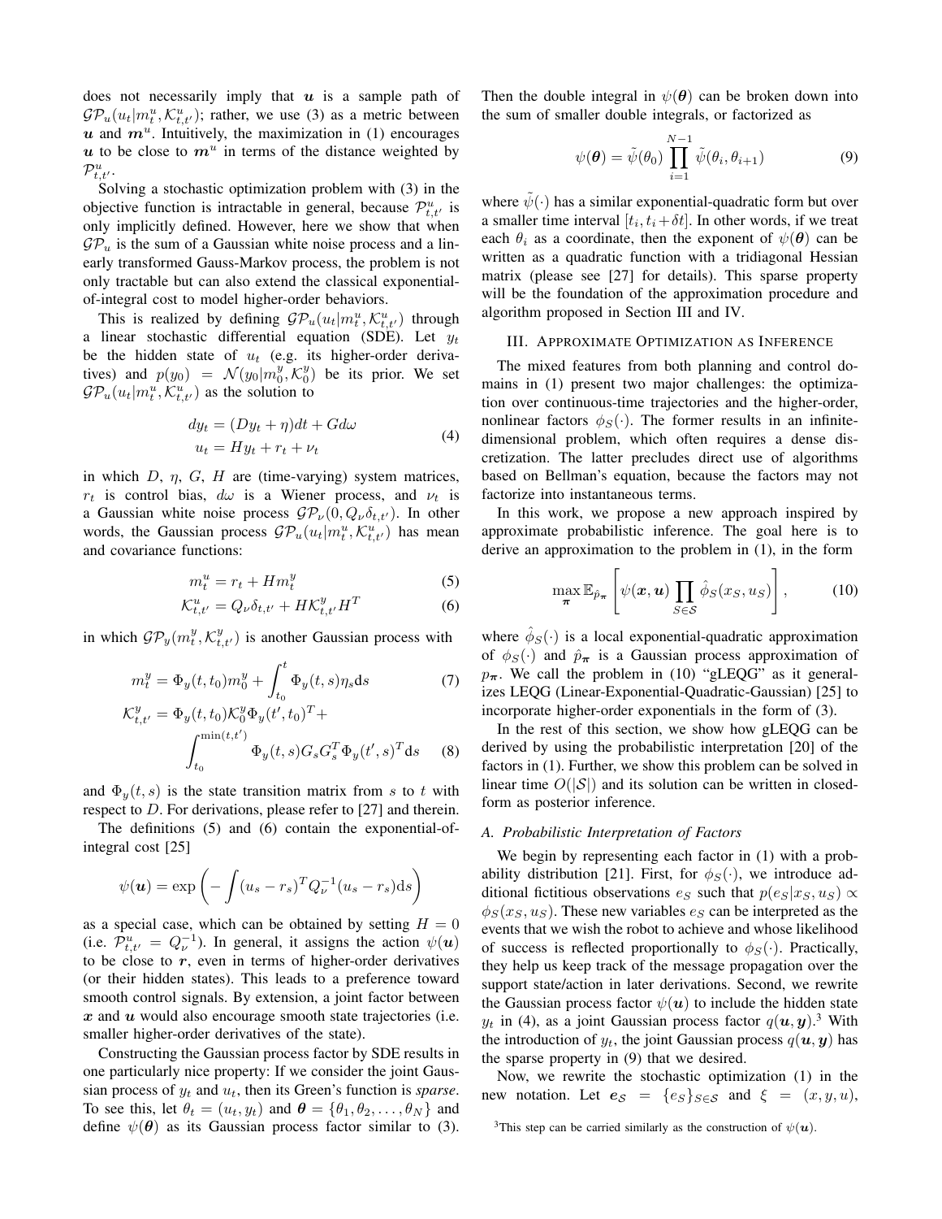does not necessarily imply that $\boldsymbol{u}$ is a sample path of $\mathcal{GP}_u(u_t|m_t^u, \mathcal{K}_{t,t'}^u)$; rather, we use (3) as a metric between $\boldsymbol{u}$ and $\boldsymbol{m}^u$. Intuitively, the maximization in (1) encourages $\boldsymbol{u}$ to be close to $\boldsymbol{m}^u$ in terms of the distance weighted by $\mathcal{P}_{t,t'}^u$.

Solving a stochastic optimization problem with (3) in the objective function is intractable in general, because $\mathcal{P}_{t,t'}^u$ is only implicitly defined. However, here we show that when $\mathcal{GP}_u$ is the sum of a Gaussian white noise process and a linearly transformed Gauss-Markov process, the problem is not only tractable but can also extend the classical exponential-of-integral cost to model higher-order behaviors.

This is realized by defining $\mathcal{GP}_u(u_t|m_t^u, \mathcal{K}_{t,t'}^u)$ through a linear stochastic differential equation (SDE). Let $y_t$ be the hidden state of $u_t$ (e.g. its higher-order derivatives) and $p(y_0) = \mathcal{N}(y_0|m_0^y, \mathcal{K}_0^y)$ be its prior. We set $\mathcal{GP}_u(u_t|m_t^u, \mathcal{K}_{t,t'}^u)$ as the solution to

$$
\begin{aligned}
dy_t &= (Dy_t + \eta)dt + Gd\omega \\
u_t &= Hy_t + r_t + \nu_t
\end{aligned}
\tag{4}
$$

in which $D$, $\eta$, $G$, $H$ are (time-varying) system matrices, $r_t$ is control bias, $d\omega$ is a Wiener process, and $\nu_t$ is a Gaussian white noise process $\mathcal{GP}_\nu(0, Q_\nu \delta_{t,t'})$. In other words, the Gaussian process $\mathcal{GP}_u(u_t|m_t^u, \mathcal{K}_{t,t'}^u)$ has mean and covariance functions:

$$
m_t^u = r_t + Hm_t^y \tag{5}
$$

$$
\mathcal{K}_{t,t'}^u = Q_\nu \delta_{t,t'} + H\mathcal{K}_{t,t'}^y H^T \tag{6}
$$

in which $\mathcal{GP}_y(m_t^y, \mathcal{K}_{t,t'}^y)$ is another Gaussian process with

$$
m_t^y = \Phi_y(t, t_0)m_0^y + \int_{t_0}^{t} \Phi_y(t, s)\eta_s \mathrm{d}s \tag{7}
$$

$$
\begin{aligned}
\mathcal{K}_{t,t'}^y = \Phi_y(t, t_0)\mathcal{K}_0^y \Phi_y(t', t_0)^T + \\
\int_{t_0}^{\min(t,t')} \Phi_y(t, s)G_s G_s^T \Phi_y(t', s)^T \mathrm{d}s
\end{aligned}
\tag{8}
$$

and $\Phi_y(t, s)$ is the state transition matrix from $s$ to $t$ with respect to $D$. For derivations, please refer to [27] and therein.

The definitions (5) and (6) contain the exponential-of-integral cost [25]

$$
\psi(\boldsymbol{u}) = \exp\left(-\int (u_s - r_s)^T Q_\nu^{-1}(u_s - r_s)\mathrm{d}s\right)
$$

as a special case, which can be obtained by setting $H = 0$ (i.e. $\mathcal{P}_{t,t'}^u = Q_\nu^{-1}$). In general, it assigns the action $\psi(\boldsymbol{u})$ to be close to $\boldsymbol{r}$, even in terms of higher-order derivatives (or their hidden states). This leads to a preference toward smooth control signals. By extension, a joint factor between $\boldsymbol{x}$ and $\boldsymbol{u}$ would also encourage smooth state trajectories (i.e. smaller higher-order derivatives of the state).

Constructing the Gaussian process factor by SDE results in one particularly nice property: If we consider the joint Gaussian process of $y_t$ and $u_t$, then its Green's function is *sparse*. To see this, let $\theta_t = (u_t, y_t)$ and $\boldsymbol{\theta} = \{\theta_1, \theta_2, \ldots, \theta_N\}$ and define $\psi(\boldsymbol{\theta})$ as its Gaussian process factor similar to (3). Then the double integral in $\psi(\boldsymbol{\theta})$ can be broken down into the sum of smaller double integrals, or factorized as

$$
\psi(\boldsymbol{\theta}) = \tilde{\psi}(\theta_0) \prod_{i=1}^{N-1} \tilde{\psi}(\theta_i, \theta_{i+1}) \tag{9}
$$

where $\tilde{\psi}(\cdot)$ has a similar exponential-quadratic form but over a smaller time interval $[t_i, t_i + \delta t]$. In other words, if we treat each $\theta_i$ as a coordinate, then the exponent of $\psi(\boldsymbol{\theta})$ can be written as a quadratic function with a tridiagonal Hessian matrix (please see [27] for details). This sparse property will be the foundation of the approximation procedure and algorithm proposed in Section III and IV.

## III. Approximate Optimization as Inference

The mixed features from both planning and control domains in (1) present two major challenges: the optimization over continuous-time trajectories and the higher-order, nonlinear factors $\phi_S(\cdot)$. The former results in an infinite-dimensional problem, which often requires a dense discretization. The latter precludes direct use of algorithms based on Bellman's equation, because the factors may not factorize into instantaneous terms.

In this work, we propose a new approach inspired by approximate probabilistic inference. The goal here is to derive an approximation to the problem in (1), in the form

$$
\max_{\boldsymbol{\pi}} \mathbb{E}_{\hat{p}_{\boldsymbol{\pi}}} \left[ \psi(\boldsymbol{x}, \boldsymbol{u}) \prod_{S \in \mathcal{S}} \hat{\phi}_S(x_S, u_S) \right], \tag{10}
$$

where $\hat{\phi}_S(\cdot)$ is a local exponential-quadratic approximation of $\phi_S(\cdot)$ and $\hat{p}_{\boldsymbol{\pi}}$ is a Gaussian process approximation of $p_{\boldsymbol{\pi}}$. We call the problem in (10) "gLEQG" as it generalizes LEQG (Linear-Exponential-Quadratic-Gaussian) [25] to incorporate higher-order exponentials in the form of (3).

In the rest of this section, we show how gLEQG can be derived by using the probabilistic interpretation [20] of the factors in (1). Further, we show this problem can be solved in linear time $O(|\mathcal{S}|)$ and its solution can be written in closed-form as posterior inference.

### A. Probabilistic Interpretation of Factors

We begin by representing each factor in (1) with a probability distribution [21]. First, for $\phi_S(\cdot)$, we introduce additional fictitious observations $e_S$ such that $p(e_S|x_S, u_S) \propto \phi_S(x_S, u_S)$. These new variables $e_S$ can be interpreted as the events that we wish the robot to achieve and whose likelihood of success is reflected proportionally to $\phi_S(\cdot)$. Practically, they help us keep track of the message propagation over the support state/action in later derivations. Second, we rewrite the Gaussian process factor $\psi(\boldsymbol{u})$ to include the hidden state $y_t$ in (4), as a joint Gaussian process factor $q(\boldsymbol{u}, \boldsymbol{y})$.[3] With the introduction of $y_t$, the joint Gaussian process $q(\boldsymbol{u}, \boldsymbol{y})$ has the sparse property in (9) that we desired.

Now, we rewrite the stochastic optimization (1) in the new notation. Let $\boldsymbol{e}_{\mathcal{S}} = \{e_S\}_{S \in \mathcal{S}}$ and $\xi = (x, y, u)$,

[3] This step can be carried similarly as the construction of $\psi(\boldsymbol{u})$.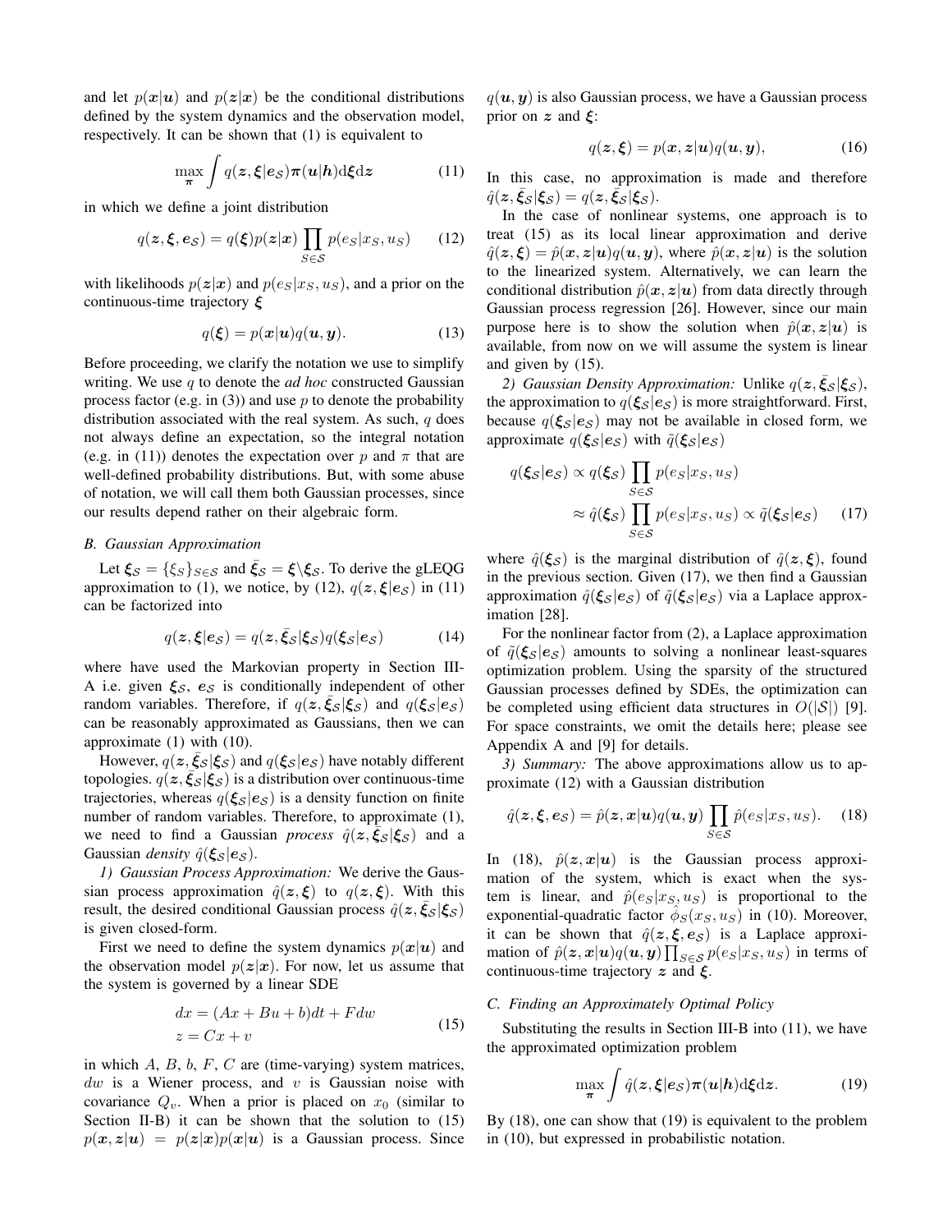and let $p(\boldsymbol{x}|\boldsymbol{u})$ and $p(\boldsymbol{z}|\boldsymbol{x})$ be the conditional distributions defined by the system dynamics and the observation model, respectively. It can be shown that (1) is equivalent to

$$\max_{\boldsymbol{\pi}} \int q(\boldsymbol{z}, \boldsymbol{\xi}|\boldsymbol{e}_{\mathcal{S}}) \boldsymbol{\pi}(\boldsymbol{u}|\boldsymbol{h}) \mathrm{d}\boldsymbol{\xi} \mathrm{d}\boldsymbol{z} \tag{11}$$

in which we define a joint distribution

$$q(\boldsymbol{z}, \boldsymbol{\xi}, \boldsymbol{e}_{\mathcal{S}}) = q(\boldsymbol{\xi}) p(\boldsymbol{z}|\boldsymbol{x}) \prod_{S \in \mathcal{S}} p(e_S|x_S, u_S) \tag{12}$$

with likelihoods $p(\boldsymbol{z}|\boldsymbol{x})$ and $p(e_S|x_S, u_S)$, and a prior on the continuous-time trajectory $\boldsymbol{\xi}$

$$q(\boldsymbol{\xi}) = p(\boldsymbol{x}|\boldsymbol{u}) q(\boldsymbol{u}, \boldsymbol{y}). \tag{13}$$

Before proceeding, we clarify the notation we use to simplify writing. We use $q$ to denote the *ad hoc* constructed Gaussian process factor (e.g. in (3)) and use $p$ to denote the probability distribution associated with the real system. As such, $q$ does not always define an expectation, so the integral notation (e.g. in (11)) denotes the expectation over $p$ and $\pi$ that are well-defined probability distributions. But, with some abuse of notation, we will call them both Gaussian processes, since our results depend rather on their algebraic form.

### B. Gaussian Approximation

Let $\boldsymbol{\xi}_{\mathcal{S}} = \{\xi_S\}_{S \in \mathcal{S}}$ and $\bar{\boldsymbol{\xi}}_{\mathcal{S}} = \boldsymbol{\xi} \backslash \boldsymbol{\xi}_{\mathcal{S}}$. To derive the gLEQG approximation to (1), we notice, by (12), $q(\boldsymbol{z}, \boldsymbol{\xi}|\boldsymbol{e}_{\mathcal{S}})$ in (11) can be factorized into

$$q(\boldsymbol{z}, \boldsymbol{\xi}|\boldsymbol{e}_{\mathcal{S}}) = q(\boldsymbol{z}, \bar{\boldsymbol{\xi}}_{\mathcal{S}}|\boldsymbol{\xi}_{\mathcal{S}}) q(\boldsymbol{\xi}_{\mathcal{S}}|\boldsymbol{e}_{\mathcal{S}}) \tag{14}$$

where have used the Markovian property in Section III-A i.e. given $\boldsymbol{\xi}_{\mathcal{S}}$, $\boldsymbol{e}_{\mathcal{S}}$ is conditionally independent of other random variables. Therefore, if $q(\boldsymbol{z}, \bar{\boldsymbol{\xi}}_{\mathcal{S}}|\boldsymbol{\xi}_{\mathcal{S}})$ and $q(\boldsymbol{\xi}_{\mathcal{S}}|\boldsymbol{e}_{\mathcal{S}})$ can be reasonably approximated as Gaussians, then we can approximate (1) with (10).

However, $q(\boldsymbol{z}, \bar{\boldsymbol{\xi}}_{\mathcal{S}}|\boldsymbol{\xi}_{\mathcal{S}})$ and $q(\boldsymbol{\xi}_{\mathcal{S}}|\boldsymbol{e}_{\mathcal{S}})$ have notably different topologies. $q(\boldsymbol{z}, \bar{\boldsymbol{\xi}}_{\mathcal{S}}|\boldsymbol{\xi}_{\mathcal{S}})$ is a distribution over continuous-time trajectories, whereas $q(\boldsymbol{\xi}_{\mathcal{S}}|\boldsymbol{e}_{\mathcal{S}})$ is a density function on finite number of random variables. Therefore, to approximate (1), we need to find a Gaussian *process* $\hat{q}(\boldsymbol{z}, \bar{\boldsymbol{\xi}}_{\mathcal{S}}|\boldsymbol{\xi}_{\mathcal{S}})$ and a Gaussian *density* $\hat{q}(\boldsymbol{\xi}_{\mathcal{S}}|\boldsymbol{e}_{\mathcal{S}})$.

*1) Gaussian Process Approximation:* We derive the Gaussian process approximation $\hat{q}(\boldsymbol{z}, \boldsymbol{\xi})$ to $q(\boldsymbol{z}, \boldsymbol{\xi})$. With this result, the desired conditional Gaussian process $\hat{q}(\boldsymbol{z}, \bar{\boldsymbol{\xi}}_{\mathcal{S}}|\boldsymbol{\xi}_{\mathcal{S}})$ is given closed-form.

First we need to define the system dynamics $p(\boldsymbol{x}|\boldsymbol{u})$ and the observation model $p(\boldsymbol{z}|\boldsymbol{x})$. For now, let us assume that the system is governed by a linear SDE

$$\begin{aligned} dx &= (Ax + Bu + b)dt + F dw \\ z &= Cx + v \end{aligned} \tag{15}$$

in which $A$, $B$, $b$, $F$, $C$ are (time-varying) system matrices, $dw$ is a Wiener process, and $v$ is Gaussian noise with covariance $Q_v$. When a prior is placed on $x_0$ (similar to Section II-B) it can be shown that the solution to (15) $p(\boldsymbol{x}, \boldsymbol{z}|\boldsymbol{u}) = p(\boldsymbol{z}|\boldsymbol{x}) p(\boldsymbol{x}|\boldsymbol{u})$ is a Gaussian process. Since $q(\boldsymbol{u}, \boldsymbol{y})$ is also Gaussian process, we have a Gaussian process prior on $\boldsymbol{z}$ and $\boldsymbol{\xi}$:

$$q(\boldsymbol{z}, \boldsymbol{\xi}) = p(\boldsymbol{x}, \boldsymbol{z}|\boldsymbol{u}) q(\boldsymbol{u}, \boldsymbol{y}), \tag{16}$$

In this case, no approximation is made and therefore $\hat{q}(\boldsymbol{z}, \bar{\boldsymbol{\xi}}_{\mathcal{S}}|\boldsymbol{\xi}_{\mathcal{S}}) = q(\boldsymbol{z}, \bar{\boldsymbol{\xi}}_{\mathcal{S}}|\boldsymbol{\xi}_{\mathcal{S}})$.

In the case of nonlinear systems, one approach is to treat (15) as its local linear approximation and derive $\hat{q}(\boldsymbol{z}, \boldsymbol{\xi}) = \hat{p}(\boldsymbol{x}, \boldsymbol{z}|\boldsymbol{u}) q(\boldsymbol{u}, \boldsymbol{y})$, where $\hat{p}(\boldsymbol{x}, \boldsymbol{z}|\boldsymbol{u})$ is the solution to the linearized system. Alternatively, we can learn the conditional distribution $\hat{p}(\boldsymbol{x}, \boldsymbol{z}|\boldsymbol{u})$ from data directly through Gaussian process regression [26]. However, since our main purpose here is to show the solution when $\hat{p}(\boldsymbol{x}, \boldsymbol{z}|\boldsymbol{u})$ is available, from now on we will assume the system is linear and given by (15).

*2) Gaussian Density Approximation:* Unlike $q(\boldsymbol{z}, \bar{\boldsymbol{\xi}}_{\mathcal{S}}|\boldsymbol{\xi}_{\mathcal{S}})$, the approximation to $q(\boldsymbol{\xi}_{\mathcal{S}}|\boldsymbol{e}_{\mathcal{S}})$ is more straightforward. First, because $q(\boldsymbol{\xi}_{\mathcal{S}}|\boldsymbol{e}_{\mathcal{S}})$ may not be available in closed form, we approximate $q(\boldsymbol{\xi}_{\mathcal{S}}|\boldsymbol{e}_{\mathcal{S}})$ with $\tilde{q}(\boldsymbol{\xi}_{\mathcal{S}}|\boldsymbol{e}_{\mathcal{S}})$

$$\begin{aligned} q(\boldsymbol{\xi}_{\mathcal{S}}|\boldsymbol{e}_{\mathcal{S}}) &\propto q(\boldsymbol{\xi}_{\mathcal{S}}) \prod_{S \in \mathcal{S}} p(e_S|x_S, u_S) \\ &\approx \hat{q}(\boldsymbol{\xi}_{\mathcal{S}}) \prod_{S \in \mathcal{S}} p(e_S|x_S, u_S) \propto \tilde{q}(\boldsymbol{\xi}_{\mathcal{S}}|\boldsymbol{e}_{\mathcal{S}}) \end{aligned} \tag{17}$$

where $\hat{q}(\boldsymbol{\xi}_{\mathcal{S}})$ is the marginal distribution of $\hat{q}(\boldsymbol{z}, \boldsymbol{\xi})$, found in the previous section. Given (17), we then find a Gaussian approximation $\hat{q}(\boldsymbol{\xi}_{\mathcal{S}}|\boldsymbol{e}_{\mathcal{S}})$ of $\tilde{q}(\boldsymbol{\xi}_{\mathcal{S}}|\boldsymbol{e}_{\mathcal{S}})$ via a Laplace approximation [28].

For the nonlinear factor from (2), a Laplace approximation of $\tilde{q}(\boldsymbol{\xi}_{\mathcal{S}}|\boldsymbol{e}_{\mathcal{S}})$ amounts to solving a nonlinear least-squares optimization problem. Using the sparsity of the structured Gaussian processes defined by SDEs, the optimization can be completed using efficient data structures in $O(|\mathcal{S}|)$ [9]. For space constraints, we omit the details here; please see Appendix A and [9] for details.

*3) Summary:* The above approximations allow us to approximate (12) with a Gaussian distribution

$$\hat{q}(\boldsymbol{z}, \boldsymbol{\xi}, \boldsymbol{e}_{\mathcal{S}}) = \hat{p}(\boldsymbol{z}, \boldsymbol{x}|\boldsymbol{u}) q(\boldsymbol{u}, \boldsymbol{y}) \prod_{S \in \mathcal{S}} \hat{p}(e_S|x_S, u_S). \tag{18}$$

In (18), $\hat{p}(\boldsymbol{z}, \boldsymbol{x}|\boldsymbol{u})$ is the Gaussian process approximation of the system, which is exact when the system is linear, and $\hat{p}(e_S|x_S, u_S)$ is proportional to the exponential-quadratic factor $\hat{\phi}_S(x_S, u_S)$ in (10). Moreover, it can be shown that $\hat{q}(\boldsymbol{z}, \boldsymbol{\xi}, \boldsymbol{e}_{\mathcal{S}})$ is a Laplace approximation of $\hat{p}(\boldsymbol{z}, \boldsymbol{x}|\boldsymbol{u}) q(\boldsymbol{u}, \boldsymbol{y}) \prod_{S \in \mathcal{S}} p(e_S|x_S, u_S)$ in terms of continuous-time trajectory $\boldsymbol{z}$ and $\boldsymbol{\xi}$.

### C. Finding an Approximately Optimal Policy

Substituting the results in Section III-B into (11), we have the approximated optimization problem

$$\max_{\boldsymbol{\pi}} \int \hat{q}(\boldsymbol{z}, \boldsymbol{\xi}|\boldsymbol{e}_{\mathcal{S}}) \boldsymbol{\pi}(\boldsymbol{u}|\boldsymbol{h}) \mathrm{d}\boldsymbol{\xi} \mathrm{d}\boldsymbol{z}. \tag{19}$$

By (18), one can show that (19) is equivalent to the problem in (10), but expressed in probabilistic notation.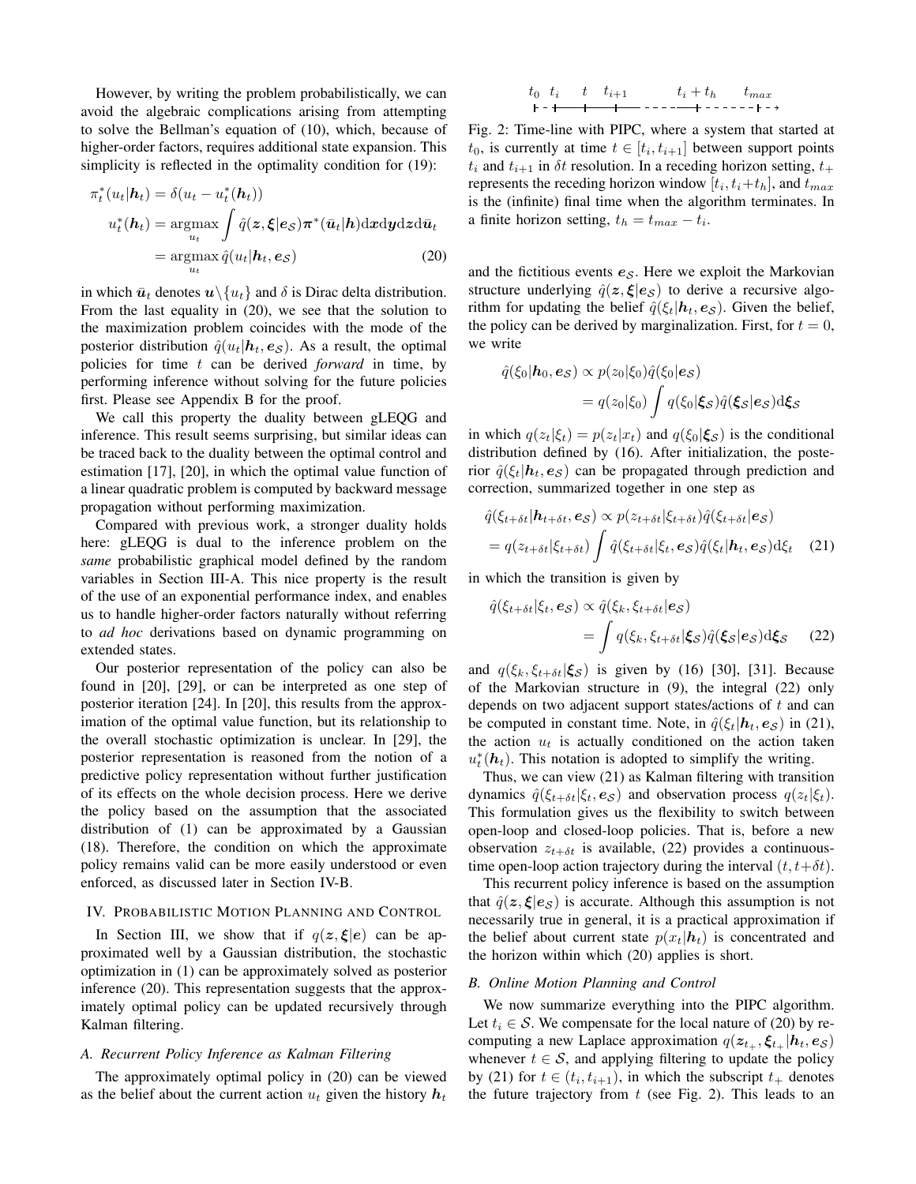However, by writing the problem probabilistically, we can avoid the algebraic complications arising from attempting to solve the Bellman's equation of (10), which, because of higher-order factors, requires additional state expansion. This simplicity is reflected in the optimality condition for (19):

$$
\begin{aligned}
\pi_t^*(u_t|\boldsymbol{h}_t) &= \delta(u_t - u_t^*(\boldsymbol{h}_t)) \\
u_t^*(\boldsymbol{h}_t) &= \operatorname*{argmax}_{u_t} \int \hat{q}(\boldsymbol{z},\boldsymbol{\xi}|\boldsymbol{e}_\mathcal{S})\boldsymbol{\pi}^*(\bar{\boldsymbol{u}}_t|\boldsymbol{h})\mathrm{d}\boldsymbol{x}\mathrm{d}\boldsymbol{y}\mathrm{d}\boldsymbol{z}\mathrm{d}\bar{\boldsymbol{u}}_t \\
&= \operatorname*{argmax}_{u_t} \hat{q}(u_t|\boldsymbol{h}_t, \boldsymbol{e}_\mathcal{S}) \qquad (20)
\end{aligned}
$$

in which $\bar{\boldsymbol{u}}_t$ denotes $\boldsymbol{u}\backslash\{u_t\}$ and $\delta$ is Dirac delta distribution. From the last equality in (20), we see that the solution to the maximization problem coincides with the mode of the posterior distribution $\hat{q}(u_t|\boldsymbol{h}_t, \boldsymbol{e}_\mathcal{S})$. As a result, the optimal policies for time $t$ can be derived *forward* in time, by performing inference without solving for the future policies first. Please see Appendix B for the proof.

We call this property the duality between gLEQG and inference. This result seems surprising, but similar ideas can be traced back to the duality between the optimal control and estimation [17], [20], in which the optimal value function of a linear quadratic problem is computed by backward message propagation without performing maximization.

Compared with previous work, a stronger duality holds here: gLEQG is dual to the inference problem on the *same* probabilistic graphical model defined by the random variables in Section III-A. This nice property is the result of the use of an exponential performance index, and enables us to handle higher-order factors naturally without referring to *ad hoc* derivations based on dynamic programming on extended states.

Our posterior representation of the policy can also be found in [20], [29], or can be interpreted as one step of posterior iteration [24]. In [20], this results from the approximation of the optimal value function, but its relationship to the overall stochastic optimization is unclear. In [29], the posterior representation is reasoned from the notion of a predictive policy representation without further justification of its effects on the whole decision process. Here we derive the policy based on the assumption that the associated distribution of (1) can be approximated by a Gaussian (18). Therefore, the condition on which the approximate policy remains valid can be more easily understood or even enforced, as discussed later in Section IV-B.

## IV. Probabilistic Motion Planning and Control

In Section III, we show that if $q(\boldsymbol{z},\boldsymbol{\xi}|\boldsymbol{e})$ can be approximated well by a Gaussian distribution, the stochastic optimization in (1) can be approximately solved as posterior inference (20). This representation suggests that the approximately optimal policy can be updated recursively through Kalman filtering.

### A. Recurrent Policy Inference as Kalman Filtering

The approximately optimal policy in (20) can be viewed as the belief about the current action $u_t$ given the history $\boldsymbol{h}_t$ and the fictitious events $\boldsymbol{e}_\mathcal{S}$. Here we exploit the Markovian structure underlying $\hat{q}(\boldsymbol{z},\boldsymbol{\xi}|\boldsymbol{e}_\mathcal{S})$ to derive a recursive algorithm for updating the belief $\hat{q}(\xi_t|\boldsymbol{h}_t, \boldsymbol{e}_\mathcal{S})$. Given the belief, the policy can be derived by marginalization. First, for $t = 0$, we write

$$
\begin{aligned}
\hat{q}(\xi_0|\boldsymbol{h}_0, \boldsymbol{e}_\mathcal{S}) &\propto p(z_0|\xi_0)\hat{q}(\xi_0|\boldsymbol{e}_\mathcal{S}) \\
&= q(z_0|\xi_0)\int q(\xi_0|\boldsymbol{\xi}_\mathcal{S})\hat{q}(\boldsymbol{\xi}_\mathcal{S}|\boldsymbol{e}_\mathcal{S})\mathrm{d}\boldsymbol{\xi}_\mathcal{S}
\end{aligned}
$$

in which $q(z_t|\xi_t) = p(z_t|x_t)$ and $q(\xi_0|\boldsymbol{\xi}_\mathcal{S})$ is the conditional distribution defined by (16). After initialization, the posterior $\hat{q}(\xi_t|\boldsymbol{h}_t, \boldsymbol{e}_\mathcal{S})$ can be propagated through prediction and correction, summarized together in one step as

$$
\begin{aligned}
&\hat{q}(\xi_{t+\delta t}|\boldsymbol{h}_{t+\delta t}, \boldsymbol{e}_\mathcal{S}) \propto p(z_{t+\delta t}|\xi_{t+\delta t})\hat{q}(\xi_{t+\delta t}|\boldsymbol{e}_\mathcal{S}) \\
&= q(z_{t+\delta t}|\xi_{t+\delta t})\int \hat{q}(\xi_{t+\delta t}|\xi_t, \boldsymbol{e}_\mathcal{S})\hat{q}(\xi_t|\boldsymbol{h}_t, \boldsymbol{e}_\mathcal{S})\mathrm{d}\xi_t \qquad (21)
\end{aligned}
$$

in which the transition is given by

$$
\begin{aligned}
\hat{q}(\xi_{t+\delta t}|\xi_t, \boldsymbol{e}_\mathcal{S}) &\propto \hat{q}(\xi_k, \xi_{t+\delta t}|\boldsymbol{e}_\mathcal{S}) \\
&= \int q(\xi_k, \xi_{t+\delta t}|\boldsymbol{\xi}_\mathcal{S})\hat{q}(\boldsymbol{\xi}_\mathcal{S}|\boldsymbol{e}_\mathcal{S})\mathrm{d}\boldsymbol{\xi}_\mathcal{S} \qquad (22)
\end{aligned}
$$

and $q(\xi_k, \xi_{t+\delta t}|\boldsymbol{\xi}_\mathcal{S})$ is given by (16) [30], [31]. Because of the Markovian structure in (9), the integral (22) only depends on two adjacent support states/actions of $t$ and can be computed in constant time. Note, in $\hat{q}(\xi_t|\boldsymbol{h}_t, \boldsymbol{e}_\mathcal{S})$ in (21), the action $u_t$ is actually conditioned on the action taken $u_t^*(\boldsymbol{h}_t)$. This notation is adopted to simplify the writing.

Thus, we can view (21) as Kalman filtering with transition dynamics $\hat{q}(\xi_{t+\delta t}|\xi_t, \boldsymbol{e}_\mathcal{S})$ and observation process $q(z_t|\xi_t)$. This formulation gives us the flexibility to switch between open-loop and closed-loop policies. That is, before a new observation $z_{t+\delta t}$ is available, (22) provides a continuous-time open-loop action trajectory during the interval $(t, t+\delta t)$.

This recurrent policy inference is based on the assumption that $\hat{q}(\boldsymbol{z},\boldsymbol{\xi}|\boldsymbol{e}_\mathcal{S})$ is accurate. Although this assumption is not necessarily true in general, it is a practical approximation if the belief about current state $p(x_t|\boldsymbol{h}_t)$ is concentrated and the horizon within which (20) applies is short.

### B. Online Motion Planning and Control

$t_0 \quad t_i \quad t \quad t_{i+1} \quad t_i + t_h \quad t_{max}$

Fig. 2: Time-line with PIPC, where a system that started at $t_0$, is currently at time $t \in [t_i, t_{i+1}]$ between support points $t_i$ and $t_{i+1}$ in $\delta t$ resolution. In a receding horizon setting, $t_+$ represents the receding horizon window $[t_i, t_i+t_h]$, and $t_{max}$ is the (infinite) final time when the algorithm terminates. In a finite horizon setting, $t_h = t_{max} - t_i$.

We now summarize everything into the PIPC algorithm. Let $t_i \in \mathcal{S}$. We compensate for the local nature of (20) by recomputing a new Laplace approximation $q(\boldsymbol{z}_{t_+}, \boldsymbol{\xi}_{t_+}|\boldsymbol{h}_t, \boldsymbol{e}_\mathcal{S})$ whenever $t \in \mathcal{S}$, and applying filtering to update the policy by (21) for $t \in (t_i, t_{i+1})$, in which the subscript $t_+$ denotes the future trajectory from $t$ (see Fig. 2). This leads to an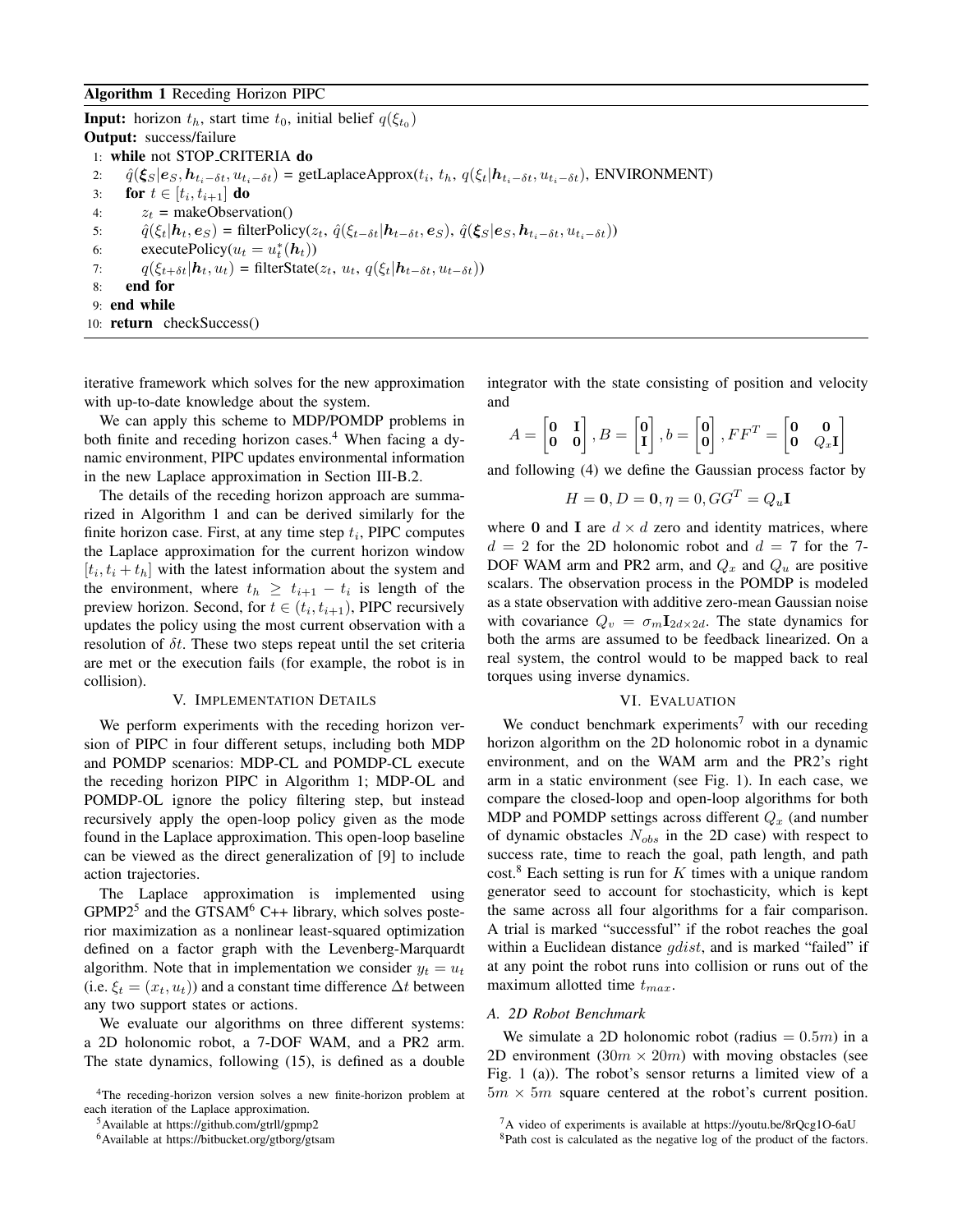**Algorithm 1** Receding Horizon PIPC

**Input:** horizon $t_h$, start time $t_0$, initial belief $q(\xi_{t_0})$
**Output:** success/failure

```
1: while not STOP_CRITERIA do
2:     q̂(ξ_S|e_S, h_{t_i−δt}, u_{t_i−δt}) = getLaplaceApprox(t_i, t_h, q(ξ_t|h_{t_i−δt}, u_{t_i−δt}), ENVIRONMENT)
3:     for t ∈ [t_i, t_{i+1}] do
4:         z_t = makeObservation()
5:         q̂(ξ_t|h_t, e_S) = filterPolicy(z_t, q̂(ξ_{t−δt}|h_{t−δt}, e_S), q̂(ξ_S|e_S, h_{t_i−δt}, u_{t_i−δt}))
6:         executePolicy(u_t = u*_t(h_t))
7:         q(ξ_{t+δt}|h_t, u_t) = filterState(z_t, u_t, q(ξ_t|h_{t−δt}, u_{t−δt}))
8:     end for
9: end while
10: return checkSuccess()
```

iterative framework which solves for the new approximation with up-to-date knowledge about the system.

We can apply this scheme to MDP/POMDP problems in both finite and receding horizon cases.[4] When facing a dynamic environment, PIPC updates environmental information in the new Laplace approximation in Section III-B.2.

The details of the receding horizon approach are summarized in Algorithm 1 and can be derived similarly for the finite horizon case. First, at any time step $t_i$, PIPC computes the Laplace approximation for the current horizon window $[t_i, t_i + t_h]$ with the latest information about the system and the environment, where $t_h \geq t_{i+1} - t_i$ is length of the preview horizon. Second, for $t \in (t_i, t_{i+1})$, PIPC recursively updates the policy using the most current observation with a resolution of $\delta t$. These two steps repeat until the set criteria are met or the execution fails (for example, the robot is in collision).

## V. Implementation Details

We perform experiments with the receding horizon version of PIPC in four different setups, including both MDP and POMDP scenarios: MDP-CL and POMDP-CL execute the receding horizon PIPC in Algorithm 1; MDP-OL and POMDP-OL ignore the policy filtering step, but instead recursively apply the open-loop policy given as the mode found in the Laplace approximation. This open-loop baseline can be viewed as the direct generalization of [9] to include action trajectories.

The Laplace approximation is implemented using GPMP2[5] and the GTSAM[6] C++ library, which solves posterior maximization as a nonlinear least-squared optimization defined on a factor graph with the Levenberg-Marquardt algorithm. Note that in implementation we consider $y_t = u_t$ (i.e. $\xi_t = (x_t, u_t)$) and a constant time difference $\Delta t$ between any two support states or actions.

We evaluate our algorithms on three different systems: a 2D holonomic robot, a 7-DOF WAM, and a PR2 arm. The state dynamics, following (15), is defined as a double integrator with the state consisting of position and velocity and

$$A = \begin{bmatrix} \mathbf{0} & \mathbf{I} \\ \mathbf{0} & \mathbf{0} \end{bmatrix}, B = \begin{bmatrix} \mathbf{0} \\ \mathbf{I} \end{bmatrix}, b = \begin{bmatrix} \mathbf{0} \\ \mathbf{0} \end{bmatrix}, FF^T = \begin{bmatrix} \mathbf{0} & \mathbf{0} \\ \mathbf{0} & Q_x \mathbf{I} \end{bmatrix}$$

and following (4) we define the Gaussian process factor by

$$H = \mathbf{0}, D = \mathbf{0}, \eta = 0, GG^T = Q_u \mathbf{I}$$

where $\mathbf{0}$ and $\mathbf{I}$ are $d \times d$ zero and identity matrices, where $d = 2$ for the 2D holonomic robot and $d = 7$ for the 7-DOF WAM arm and PR2 arm, and $Q_x$ and $Q_u$ are positive scalars. The observation process in the POMDP is modeled as a state observation with additive zero-mean Gaussian noise with covariance $Q_v = \sigma_m \mathbf{I}_{2d \times 2d}$. The state dynamics for both the arms are assumed to be feedback linearized. On a real system, the control would to be mapped back to real torques using inverse dynamics.

## VI. Evaluation

We conduct benchmark experiments[7] with our receding horizon algorithm on the 2D holonomic robot in a dynamic environment, and on the WAM arm and the PR2's right arm in a static environment (see Fig. 1). In each case, we compare the closed-loop and open-loop algorithms for both MDP and POMDP settings across different $Q_x$ (and number of dynamic obstacles $N_{obs}$ in the 2D case) with respect to success rate, time to reach the goal, path length, and path cost.[8] Each setting is run for $K$ times with a unique random generator seed to account for stochasticity, which is kept the same across all four algorithms for a fair comparison. A trial is marked "successful" if the robot reaches the goal within a Euclidean distance $gdist$, and is marked "failed" if at any point the robot runs into collision or runs out of the maximum allotted time $t_{max}$.

### A. 2D Robot Benchmark

We simulate a 2D holonomic robot (radius $= 0.5m$) in a 2D environment ($30m \times 20m$) with moving obstacles (see Fig. 1 (a)). The robot's sensor returns a limited view of a $5m \times 5m$ square centered at the robot's current position.

[4] The receding-horizon version solves a new finite-horizon problem at each iteration of the Laplace approximation.

[5] Available at https://github.com/gtrll/gpmp2

[6] Available at https://bitbucket.org/gtborg/gtsam

[7] A video of experiments is available at https://youtu.be/8rQcg1O-6aU

[8] Path cost is calculated as the negative log of the product of the factors.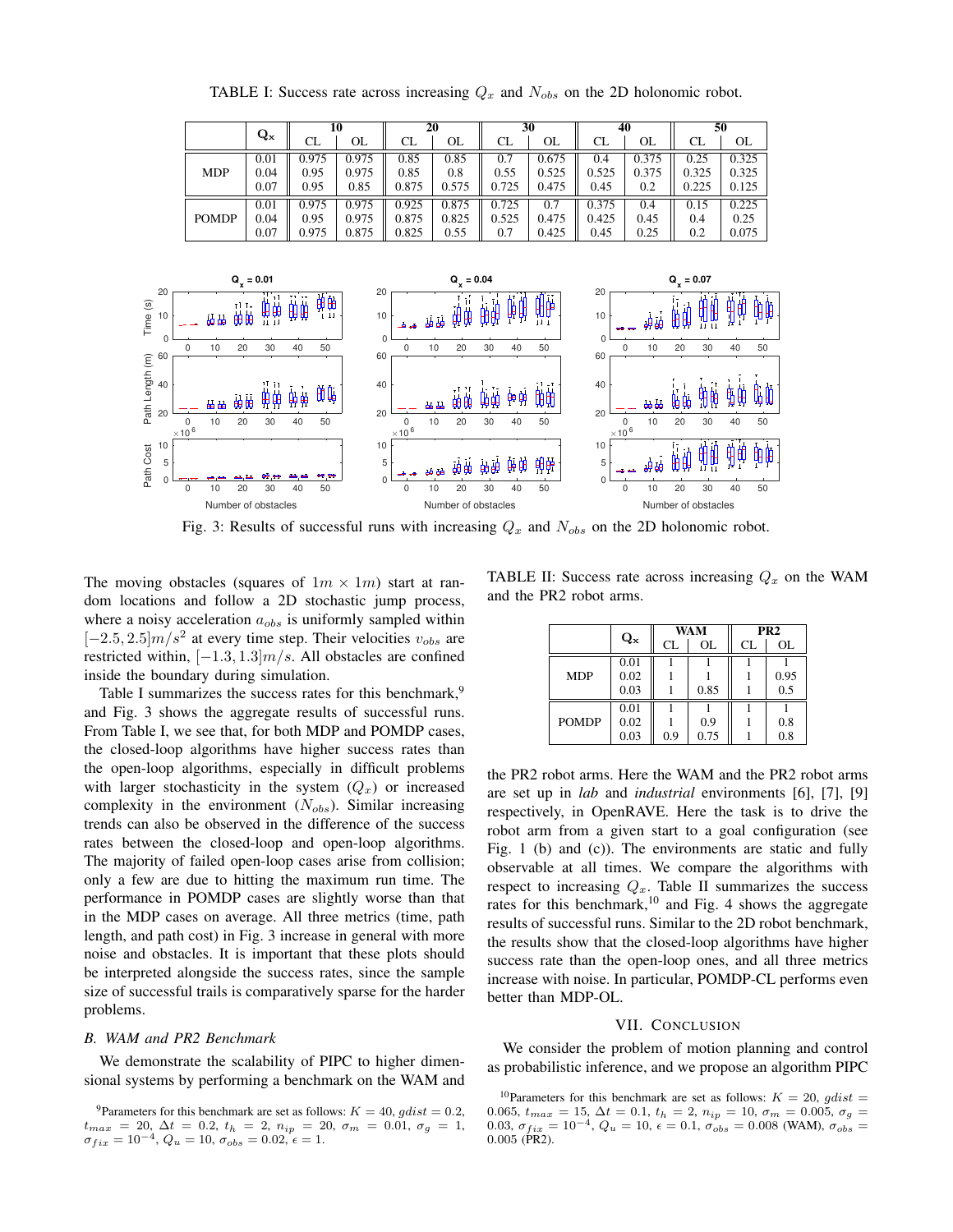TABLE I: Success rate across increasing $Q_x$ and $N_{obs}$ on the 2D holonomic robot.

| | $\mathbf{Q_x}$ | 10 | | 20 | | 30 | | 40 | | 50 | |
|---|---|---|---|---|---|---|---|---|---|---|---|
| | | CL | OL | CL | OL | CL | OL | CL | OL | CL | OL |
| MDP | 0.01 | 0.975 | 0.975 | 0.85 | 0.85 | 0.7 | 0.675 | 0.4 | 0.375 | 0.25 | 0.325 |
| | 0.04 | 0.95 | 0.975 | 0.85 | 0.8 | 0.55 | 0.525 | 0.525 | 0.375 | 0.325 | 0.325 |
| | 0.07 | 0.95 | 0.85 | 0.875 | 0.575 | 0.725 | 0.475 | 0.45 | 0.2 | 0.225 | 0.125 |
| POMDP | 0.01 | 0.975 | 0.975 | 0.925 | 0.875 | 0.725 | 0.7 | 0.375 | 0.4 | 0.15 | 0.225 |
| | 0.04 | 0.95 | 0.975 | 0.875 | 0.825 | 0.525 | 0.475 | 0.425 | 0.45 | 0.4 | 0.25 |
| | 0.07 | 0.975 | 0.875 | 0.825 | 0.55 | 0.7 | 0.425 | 0.45 | 0.25 | 0.2 | 0.075 |

Fig. 3: Results of successful runs with increasing $Q_x$ and $N_{obs}$ on the 2D holonomic robot.

The moving obstacles (squares of $1m \times 1m$) start at random locations and follow a 2D stochastic jump process, where a noisy acceleration $a_{obs}$ is uniformly sampled within $[-2.5, 2.5]m/s^2$ at every time step. Their velocities $v_{obs}$ are restricted within, $[-1.3, 1.3]m/s$. All obstacles are confined inside the boundary during simulation.

Table I summarizes the success rates for this benchmark,[9] and Fig. 3 shows the aggregate results of successful runs. From Table I, we see that, for both MDP and POMDP cases, the closed-loop algorithms have higher success rates than the open-loop algorithms, especially in difficult problems with larger stochasticity in the system ($Q_x$) or increased complexity in the environment ($N_{obs}$). Similar increasing trends can also be observed in the difference of the success rates between the closed-loop and open-loop algorithms. The majority of failed open-loop cases arise from collision; only a few are due to hitting the maximum run time. The performance in POMDP cases are slightly worse than that in the MDP cases on average. All three metrics (time, path length, and path cost) in Fig. 3 increase in general with more noise and obstacles. It is important that these plots should be interpreted alongside the success rates, since the sample size of successful trails is comparatively sparse for the harder problems.

### B. WAM and PR2 Benchmark

We demonstrate the scalability of PIPC to higher dimensional systems by performing a benchmark on the WAM and the PR2 robot arms. Here the WAM and the PR2 robot arms are set up in *lab* and *industrial* environments [6], [7], [9] respectively, in OpenRAVE. Here the task is to drive the robot arm from a given start to a goal configuration (see Fig. 1 (b) and (c)). The environments are static and fully observable at all times. We compare the algorithms with respect to increasing $Q_x$. Table II summarizes the success rates for this benchmark,[10] and Fig. 4 shows the aggregate results of successful runs. Similar to the 2D robot benchmark, the results show that the closed-loop algorithms have higher success rate than the open-loop ones, and all three metrics increase with noise. In particular, POMDP-CL performs even better than MDP-OL.

TABLE II: Success rate across increasing $Q_x$ on the WAM and the PR2 robot arms.

| | $\mathbf{Q_x}$ | WAM | | PR2 | |
|---|---|---|---|---|---|
| | | CL | OL | CL | OL |
| MDP | 0.01 | 1 | 1 | 1 | 1 |
| | 0.02 | 1 | 1 | 1 | 0.95 |
| | 0.03 | 1 | 0.85 | 1 | 0.5 |
| POMDP | 0.01 | 1 | 1 | 1 | 1 |
| | 0.02 | 1 | 0.9 | 1 | 0.8 |
| | 0.03 | 0.9 | 0.75 | 1 | 0.8 |

## VII. Conclusion

We consider the problem of motion planning and control as probabilistic inference, and we propose an algorithm PIPC

[9] Parameters for this benchmark are set as follows: $K = 40$, $gdist = 0.2$, $t_{max} = 20$, $\Delta t = 0.2$, $t_h = 2$, $n_{ip} = 20$, $\sigma_m = 0.01$, $\sigma_g = 1$, $\sigma_{fix} = 10^{-4}$, $Q_u = 10$, $\sigma_{obs} = 0.02$, $\epsilon = 1$.

[10] Parameters for this benchmark are set as follows: $K = 20$, $gdist = 0.065$, $t_{max} = 15$, $\Delta t = 0.1$, $t_h = 2$, $n_{ip} = 10$, $\sigma_m = 0.005$, $\sigma_g = 0.03$, $\sigma_{fix} = 10^{-4}$, $Q_u = 10$, $\epsilon = 0.1$, $\sigma_{obs} = 0.008$ (WAM), $\sigma_{obs} = 0.005$ (PR2).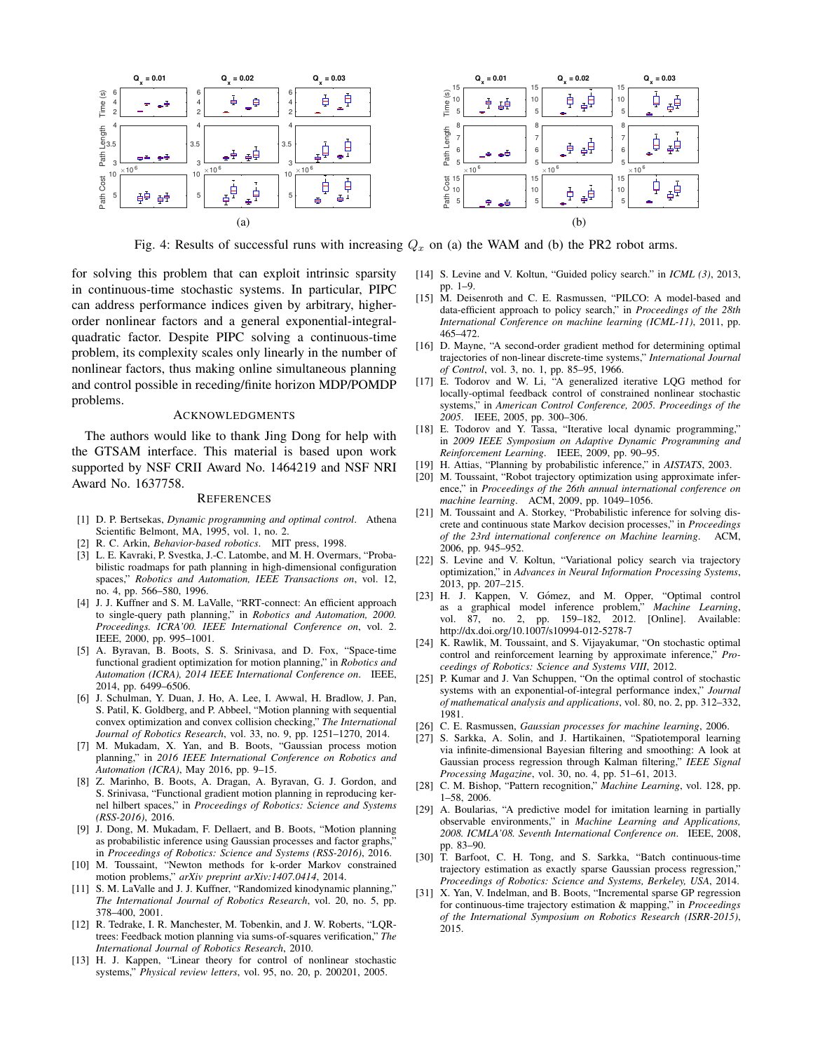Fig. 4: Results of successful runs with increasing $Q_x$ on (a) the WAM and (b) the PR2 robot arms.

for solving this problem that can exploit intrinsic sparsity in continuous-time stochastic systems. In particular, PIPC can address performance indices given by arbitrary, higher-order nonlinear factors and a general exponential-integral-quadratic factor. Despite PIPC solving a continuous-time problem, its complexity scales only linearly in the number of nonlinear factors, thus making online simultaneous planning and control possible in receding/finite horizon MDP/POMDP problems.

## Acknowledgments

The authors would like to thank Jing Dong for help with the GTSAM interface. This material is based upon work supported by NSF CRII Award No. 1464219 and NSF NRI Award No. 1637758.

## References

[1] D. P. Bertsekas, *Dynamic programming and optimal control*. Athena Scientific Belmont, MA, 1995, vol. 1, no. 2.

[2] R. C. Arkin, *Behavior-based robotics*. MIT press, 1998.

[3] L. E. Kavraki, P. Svestka, J.-C. Latombe, and M. H. Overmars, "Probabilistic roadmaps for path planning in high-dimensional configuration spaces," *Robotics and Automation, IEEE Transactions on*, vol. 12, no. 4, pp. 566–580, 1996.

[4] J. J. Kuffner and S. M. LaValle, "RRT-connect: An efficient approach to single-query path planning," in *Robotics and Automation, 2000. Proceedings. ICRA'00. IEEE International Conference on*, vol. 2. IEEE, 2000, pp. 995–1001.

[5] A. Byravan, B. Boots, S. S. Srinivasa, and D. Fox, "Space-time functional gradient optimization for motion planning," in *Robotics and Automation (ICRA), 2014 IEEE International Conference on*. IEEE, 2014, pp. 6499–6506.

[6] J. Schulman, Y. Duan, J. Ho, A. Lee, I. Awwal, H. Bradlow, J. Pan, S. Patil, K. Goldberg, and P. Abbeel, "Motion planning with sequential convex optimization and convex collision checking," *The International Journal of Robotics Research*, vol. 33, no. 9, pp. 1251–1270, 2014.

[7] M. Mukadam, X. Yan, and B. Boots, "Gaussian process motion planning," in *2016 IEEE International Conference on Robotics and Automation (ICRA)*, May 2016, pp. 9–15.

[8] Z. Marinho, B. Boots, A. Dragan, A. Byravan, G. J. Gordon, and S. Srinivasa, "Functional gradient motion planning in reproducing kernel hilbert spaces," in *Proceedings of Robotics: Science and Systems (RSS-2016)*, 2016.

[9] J. Dong, M. Mukadam, F. Dellaert, and B. Boots, "Motion planning as probabilistic inference using Gaussian processes and factor graphs," in *Proceedings of Robotics: Science and Systems (RSS-2016)*, 2016.

[10] M. Toussaint, "Newton methods for k-order Markov constrained motion problems," *arXiv preprint arXiv:1407.0414*, 2014.

[11] S. M. LaValle and J. J. Kuffner, "Randomized kinodynamic planning," *The International Journal of Robotics Research*, vol. 20, no. 5, pp. 378–400, 2001.

[12] R. Tedrake, I. R. Manchester, M. Tobenkin, and J. W. Roberts, "LQR-trees: Feedback motion planning via sums-of-squares verification," *The International Journal of Robotics Research*, 2010.

[13] H. J. Kappen, "Linear theory for control of nonlinear stochastic systems," *Physical review letters*, vol. 95, no. 20, p. 200201, 2005.

[14] S. Levine and V. Koltun, "Guided policy search." in *ICML (3)*, 2013, pp. 1–9.

[15] M. Deisenroth and C. E. Rasmussen, "PILCO: A model-based and data-efficient approach to policy search," in *Proceedings of the 28th International Conference on machine learning (ICML-11)*, 2011, pp. 465–472.

[16] D. Mayne, "A second-order gradient method for determining optimal trajectories of non-linear discrete-time systems," *International Journal of Control*, vol. 3, no. 1, pp. 85–95, 1966.

[17] E. Todorov and W. Li, "A generalized iterative LQG method for locally-optimal feedback control of constrained nonlinear stochastic systems," in *American Control Conference, 2005. Proceedings of the 2005*. IEEE, 2005, pp. 300–306.

[18] E. Todorov and Y. Tassa, "Iterative local dynamic programming," in *2009 IEEE Symposium on Adaptive Dynamic Programming and Reinforcement Learning*. IEEE, 2009, pp. 90–95.

[19] H. Attias, "Planning by probabilistic inference," in *AISTATS*, 2003.

[20] M. Toussaint, "Robot trajectory optimization using approximate inference," in *Proceedings of the 26th annual international conference on machine learning*. ACM, 2009, pp. 1049–1056.

[21] M. Toussaint and A. Storkey, "Probabilistic inference for solving discrete and continuous state Markov decision processes," in *Proceedings of the 23rd international conference on Machine learning*. ACM, 2006, pp. 945–952.

[22] S. Levine and V. Koltun, "Variational policy search via trajectory optimization," in *Advances in Neural Information Processing Systems*, 2013, pp. 207–215.

[23] H. J. Kappen, V. Gómez, and M. Opper, "Optimal control as a graphical model inference problem," *Machine Learning*, vol. 87, no. 2, pp. 159–182, 2012. [Online]. Available: http://dx.doi.org/10.1007/s10994-012-5278-7

[24] K. Rawlik, M. Toussaint, and S. Vijayakumar, "On stochastic optimal control and reinforcement learning by approximate inference," *Proceedings of Robotics: Science and Systems VIII*, 2012.

[25] P. Kumar and J. Van Schuppen, "On the optimal control of stochastic systems with an exponential-of-integral performance index," *Journal of mathematical analysis and applications*, vol. 80, no. 2, pp. 312–332, 1981.

[26] C. E. Rasmussen, *Gaussian processes for machine learning*, 2006.

[27] S. Sarkka, A. Solin, and J. Hartikainen, "Spatiotemporal learning via infinite-dimensional Bayesian filtering and smoothing: A look at Gaussian process regression through Kalman filtering," *IEEE Signal Processing Magazine*, vol. 30, no. 4, pp. 51–61, 2013.

[28] C. M. Bishop, "Pattern recognition," *Machine Learning*, vol. 128, pp. 1–58, 2006.

[29] A. Boularias, "A predictive model for imitation learning in partially observable environments," in *Machine Learning and Applications, 2008. ICMLA'08. Seventh International Conference on*. IEEE, 2008, pp. 83–90.

[30] T. Barfoot, C. H. Tong, and S. Sarkka, "Batch continuous-time trajectory estimation as exactly sparse Gaussian process regression," *Proceedings of Robotics: Science and Systems, Berkeley, USA*, 2014.

[31] X. Yan, V. Indelman, and B. Boots, "Incremental sparse GP regression for continuous-time trajectory estimation & mapping," in *Proceedings of the International Symposium on Robotics Research (ISRR-2015)*, 2015.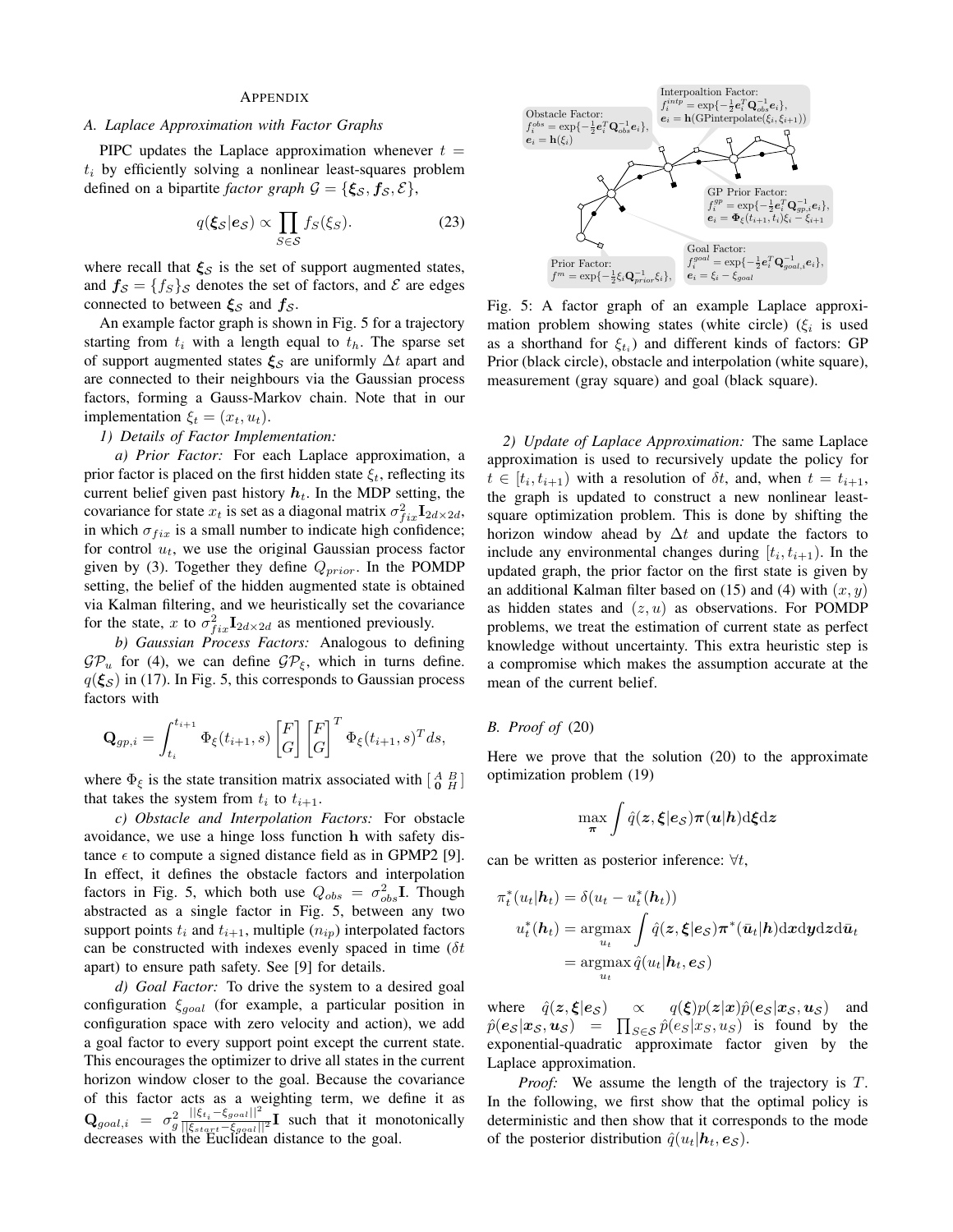## APPENDIX

### A. Laplace Approximation with Factor Graphs

PIPC updates the Laplace approximation whenever $t = t_i$ by efficiently solving a nonlinear least-squares problem defined on a bipartite *factor graph* $\mathcal{G} = \{\boldsymbol{\xi}_\mathcal{S}, \boldsymbol{f}_\mathcal{S}, \mathcal{E}\}$,

$$q(\boldsymbol{\xi}_\mathcal{S}|\boldsymbol{e}_\mathcal{S}) \propto \prod_{S \in \mathcal{S}} f_S(\xi_S). \tag{23}$$

where recall that $\boldsymbol{\xi}_\mathcal{S}$ is the set of support augmented states, and $\boldsymbol{f}_\mathcal{S} = \{f_S\}_\mathcal{S}$ denotes the set of factors, and $\mathcal{E}$ are edges connected to between $\boldsymbol{\xi}_\mathcal{S}$ and $\boldsymbol{f}_\mathcal{S}$.

An example factor graph is shown in Fig. 5 for a trajectory starting from $t_i$ with a length equal to $t_h$. The sparse set of support augmented states $\boldsymbol{\xi}_\mathcal{S}$ are uniformly $\Delta t$ apart and are connected to their neighbours via the Gaussian process factors, forming a Gauss-Markov chain. Note that in our implementation $\xi_t = (x_t, u_t)$.

*1) Details of Factor Implementation:*

*a) Prior Factor:* For each Laplace approximation, a prior factor is placed on the first hidden state $\xi_t$, reflecting its current belief given past history $\boldsymbol{h}_t$. In the MDP setting, the covariance for state $x_t$ is set as a diagonal matrix $\sigma_{fix}^2 \mathbf{I}_{2d \times 2d}$, in which $\sigma_{fix}$ is a small number to indicate high confidence; for control $u_t$, we use the original Gaussian process factor given by (3). Together they define $Q_{prior}$. In the POMDP setting, the belief of the hidden augmented state is obtained via Kalman filtering, and we heuristically set the covariance for the state, $x$ to $\sigma_{fix}^2 \mathbf{I}_{2d \times 2d}$ as mentioned previously.

*b) Gaussian Process Factors:* Analogous to defining $\mathcal{GP}_u$ for (4), we can define $\mathcal{GP}_\xi$, which in turns define. $q(\boldsymbol{\xi}_\mathcal{S})$ in (17). In Fig. 5, this corresponds to Gaussian process factors with

$$\mathbf{Q}_{gp,i} = \int_{t_i}^{t_{i+1}} \Phi_\xi(t_{i+1}, s) \begin{bmatrix} F \\ G \end{bmatrix} \begin{bmatrix} F \\ G \end{bmatrix}^T \Phi_\xi(t_{i+1}, s)^T ds,$$

where $\Phi_\xi$ is the state transition matrix associated with $\left[\begin{smallmatrix} A & B \\ \mathbf{0} & H \end{smallmatrix}\right]$ that takes the system from $t_i$ to $t_{i+1}$.

*c) Obstacle and Interpolation Factors:* For obstacle avoidance, we use a hinge loss function $\mathbf{h}$ with safety distance $\epsilon$ to compute a signed distance field as in GPMP2 [9]. In effect, it defines the obstacle factors and interpolation factors in Fig. 5, which both use $Q_{obs} = \sigma_{obs}^2 \mathbf{I}$. Though abstracted as a single factor in Fig. 5, between any two support points $t_i$ and $t_{i+1}$, multiple ($n_{ip}$) interpolated factors can be constructed with indexes evenly spaced in time ($\delta t$ apart) to ensure path safety. See [9] for details.

*d) Goal Factor:* To drive the system to a desired goal configuration $\xi_{goal}$ (for example, a particular position in configuration space with zero velocity and action), we add a goal factor to every support point except the current state. This encourages the optimizer to drive all states in the current horizon window closer to the goal. Because the covariance of this factor acts as a weighting term, we define it as $\mathbf{Q}_{goal,i} = \sigma_g^2 \frac{||\xi_{t_i} - \xi_{goal}||^2}{||\xi_{start} - \xi_{goal}||^2} \mathbf{I}$ such that it monotonically decreases with the Euclidean distance to the goal.

Obstacle Factor: $f_i^{obs} = \exp\{-\frac{1}{2}\boldsymbol{e}_i^T \mathbf{Q}_{obs}^{-1} \boldsymbol{e}_i\}$, $\boldsymbol{e}_i = \mathbf{h}(\xi_i)$

Interpoaltion Factor: $f_i^{intp} = \exp\{-\frac{1}{2}\boldsymbol{e}_i^T \mathbf{Q}_{obs}^{-1} \boldsymbol{e}_i\}$, $\boldsymbol{e}_i = \mathbf{h}(\text{GPinterpolate}(\xi_i, \xi_{i+1}))$

GP Prior Factor: $f_i^{gp} = \exp\{-\frac{1}{2}\boldsymbol{e}_i^T \mathbf{Q}_{gp,i}^{-1} \boldsymbol{e}_i\}$, $\boldsymbol{e}_i = \boldsymbol{\Phi}_\xi(t_{i+1}, t_i)\xi_i - \xi_{i+1}$

Goal Factor: $f_i^{goal} = \exp\{-\frac{1}{2}\boldsymbol{e}_i^T \mathbf{Q}_{goal,i}^{-1} \boldsymbol{e}_i\}$, $\boldsymbol{e}_i = \xi_i - \xi_{goal}$

Prior Factor: $f^m = \exp\{-\frac{1}{2}\xi_i \mathbf{Q}_{prior}^{-1} \xi_i\}$,

Fig. 5: A factor graph of an example Laplace approximation problem showing states (white circle) ($\xi_i$ is used as a shorthand for $\xi_{t_i}$) and different kinds of factors: GP Prior (black circle), obstacle and interpolation (white square), measurement (gray square) and goal (black square).

*2) Update of Laplace Approximation:* The same Laplace approximation is used to recursively update the policy for $t \in [t_i, t_{i+1})$ with a resolution of $\delta t$, and, when $t = t_{i+1}$, the graph is updated to construct a new nonlinear least-square optimization problem. This is done by shifting the horizon window ahead by $\Delta t$ and update the factors to include any environmental changes during $[t_i, t_{i+1})$. In the updated graph, the prior factor on the first state is given by an additional Kalman filter based on (15) and (4) with $(x, y)$ as hidden states and $(z, u)$ as observations. For POMDP problems, we treat the estimation of current state as perfect knowledge without uncertainty. This extra heuristic step is a compromise which makes the assumption accurate at the mean of the current belief.

### B. Proof of (20)

Here we prove that the solution (20) to the approximate optimization problem (19)

$$\max_{\boldsymbol{\pi}} \int \hat{q}(\boldsymbol{z}, \boldsymbol{\xi}|\boldsymbol{e}_\mathcal{S}) \boldsymbol{\pi}(\boldsymbol{u}|\boldsymbol{h}) \mathrm{d}\boldsymbol{\xi} \mathrm{d}\boldsymbol{z}$$

can be written as posterior inference: $\forall t$,

$$\begin{aligned}
\pi_t^*(u_t|\boldsymbol{h}_t) &= \delta(u_t - u_t^*(\boldsymbol{h}_t)) \\
u_t^*(\boldsymbol{h}_t) &= \underset{u_t}{\operatorname{argmax}} \int \hat{q}(\boldsymbol{z}, \boldsymbol{\xi}|\boldsymbol{e}_\mathcal{S}) \boldsymbol{\pi}^*(\bar{\boldsymbol{u}}_t|\boldsymbol{h}) \mathrm{d}\boldsymbol{x} \mathrm{d}\boldsymbol{y} \mathrm{d}\boldsymbol{z} \mathrm{d}\bar{\boldsymbol{u}}_t \\
&= \underset{u_t}{\operatorname{argmax}}\, \hat{q}(u_t|\boldsymbol{h}_t, \boldsymbol{e}_\mathcal{S})
\end{aligned}$$

where $\hat{q}(\boldsymbol{z}, \boldsymbol{\xi}|\boldsymbol{e}_\mathcal{S}) \propto q(\boldsymbol{\xi}) p(\boldsymbol{z}|\boldsymbol{x}) \hat{p}(\boldsymbol{e}_\mathcal{S}|\boldsymbol{x}_\mathcal{S}, \boldsymbol{u}_\mathcal{S})$ and $\hat{p}(\boldsymbol{e}_\mathcal{S}|\boldsymbol{x}_\mathcal{S}, \boldsymbol{u}_\mathcal{S}) = \prod_{S \in \mathcal{S}} \hat{p}(e_S|x_S, u_S)$ is found by the exponential-quadratic approximate factor given by the Laplace approximation.

*Proof:* We assume the length of the trajectory is $T$. In the following, we first show that the optimal policy is deterministic and then show that it corresponds to the mode of the posterior distribution $\hat{q}(u_t|\boldsymbol{h}_t, \boldsymbol{e}_\mathcal{S})$.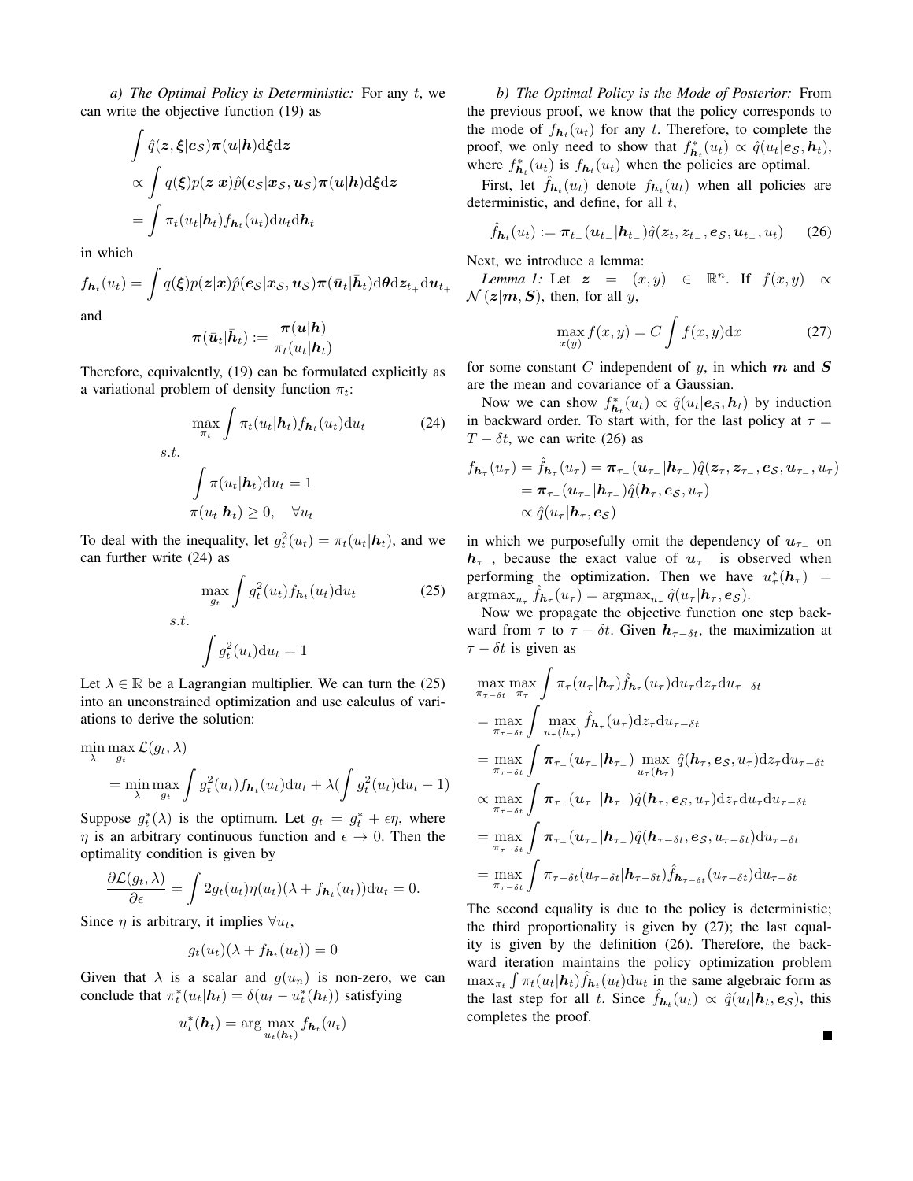*a) The Optimal Policy is Deterministic:* For any $t$, we can write the objective function (19) as

$$
\begin{aligned}
&\int \hat{q}(\boldsymbol{z}, \boldsymbol{\xi}|\boldsymbol{e}_{\mathcal{S}})\boldsymbol{\pi}(\boldsymbol{u}|\boldsymbol{h})\mathrm{d}\boldsymbol{\xi}\mathrm{d}\boldsymbol{z} \\
&\propto \int q(\boldsymbol{\xi})p(\boldsymbol{z}|\boldsymbol{x})\hat{p}(\boldsymbol{e}_{\mathcal{S}}|\boldsymbol{x}_{\mathcal{S}}, \boldsymbol{u}_{\mathcal{S}})\boldsymbol{\pi}(\boldsymbol{u}|\boldsymbol{h})\mathrm{d}\boldsymbol{\xi}\mathrm{d}\boldsymbol{z} \\
&= \int \pi_t(u_t|\boldsymbol{h}_t)f_{\boldsymbol{h}_t}(u_t)\mathrm{d}u_t\mathrm{d}\boldsymbol{h}_t
\end{aligned}
$$

in which

$$
f_{\boldsymbol{h}_t}(u_t) = \int q(\boldsymbol{\xi})p(\boldsymbol{z}|\boldsymbol{x})\hat{p}(\boldsymbol{e}_{\mathcal{S}}|\boldsymbol{x}_{\mathcal{S}}, \boldsymbol{u}_{\mathcal{S}})\boldsymbol{\pi}(\bar{\boldsymbol{u}}_t|\bar{\boldsymbol{h}}_t)\mathrm{d}\boldsymbol{\theta}\mathrm{d}\boldsymbol{z}_{t_+}\mathrm{d}\boldsymbol{u}_{t_+}
$$

and

$$
\boldsymbol{\pi}(\bar{\boldsymbol{u}}_t|\bar{\boldsymbol{h}}_t) := \frac{\boldsymbol{\pi}(\boldsymbol{u}|\boldsymbol{h})}{\pi_t(u_t|\boldsymbol{h}_t)}
$$

Therefore, equivalently, (19) can be formulated explicitly as a variational problem of density function $\pi_t$:

$$
\begin{aligned}
&\max_{\pi_t} \int \pi_t(u_t|\boldsymbol{h}_t)f_{\boldsymbol{h}_t}(u_t)\mathrm{d}u_t \qquad (24) \\
s.t.& \\
&\int \pi(u_t|\boldsymbol{h}_t)\mathrm{d}u_t = 1 \\
&\pi(u_t|\boldsymbol{h}_t) \geq 0, \quad \forall u_t
\end{aligned}
$$

To deal with the inequality, let $g_t^2(u_t) = \pi_t(u_t|\boldsymbol{h}_t)$, and we can further write (24) as

$$
\begin{aligned}
&\max_{g_t} \int g_t^2(u_t)f_{\boldsymbol{h}_t}(u_t)\mathrm{d}u_t \qquad (25) \\
s.t.& \\
&\int g_t^2(u_t)\mathrm{d}u_t = 1
\end{aligned}
$$

Let $\lambda \in \mathbb{R}$ be a Lagrangian multiplier. We can turn the (25) into an unconstrained optimization and use calculus of variations to derive the solution:

$$
\begin{aligned}
&\min_{\lambda}\max_{g_t} \mathcal{L}(g_t, \lambda) \\
&= \min_{\lambda}\max_{g_t} \int g_t^2(u_t)f_{\boldsymbol{h}_t}(u_t)\mathrm{d}u_t + \lambda(\int g_t^2(u_t)\mathrm{d}u_t - 1)
\end{aligned}
$$

Suppose $g_t^*(\lambda)$ is the optimum. Let $g_t = g_t^* + \epsilon\eta$, where $\eta$ is an arbitrary continuous function and $\epsilon \to 0$. Then the optimality condition is given by

$$
\frac{\partial \mathcal{L}(g_t, \lambda)}{\partial \epsilon} = \int 2g_t(u_t)\eta(u_t)(\lambda + f_{\boldsymbol{h}_t}(u_t))\mathrm{d}u_t = 0.
$$

Since $\eta$ is arbitrary, it implies $\forall u_t$,

$$
g_t(u_t)(\lambda + f_{\boldsymbol{h}_t}(u_t)) = 0
$$

Given that $\lambda$ is a scalar and $g(u_n)$ is non-zero, we can conclude that $\pi_t^*(u_t|\boldsymbol{h}_t) = \delta(u_t - u_t^*(\boldsymbol{h}_t))$ satisfying

$$
u_t^*(\boldsymbol{h}_t) = \arg\max_{u_t(\boldsymbol{h}_t)} f_{\boldsymbol{h}_t}(u_t)
$$

*b) The Optimal Policy is the Mode of Posterior:* From the previous proof, we know that the policy corresponds to the mode of $f_{\boldsymbol{h}_t}(u_t)$ for any $t$. Therefore, to complete the proof, we only need to show that $f^*_{\boldsymbol{h}_t}(u_t) \propto \hat{q}(u_t|\boldsymbol{e}_{\mathcal{S}}, \boldsymbol{h}_t)$, where $f^*_{\boldsymbol{h}_t}(u_t)$ is $f_{\boldsymbol{h}_t}(u_t)$ when the policies are optimal.

First, let $\hat{f}_{\boldsymbol{h}_t}(u_t)$ denote $f_{\boldsymbol{h}_t}(u_t)$ when all policies are deterministic, and define, for all $t$,

$$
\hat{f}_{\boldsymbol{h}_t}(u_t) := \boldsymbol{\pi}_{t_-}(\boldsymbol{u}_{t_-}|\boldsymbol{h}_{t_-})\hat{q}(\boldsymbol{z}_t, \boldsymbol{z}_{t_-}, \boldsymbol{e}_{\mathcal{S}}, \boldsymbol{u}_{t_-}, u_t) \qquad (26)
$$

Next, we introduce a lemma:

*Lemma 1:* Let $\boldsymbol{z} = (x, y) \in \mathbb{R}^n$. If $f(x, y) \propto \mathcal{N}(\boldsymbol{z}|\boldsymbol{m}, \boldsymbol{S})$, then, for all $y$,

$$
\max_{x(y)} f(x, y) = C \int f(x, y)\mathrm{d}x \qquad (27)
$$

for some constant $C$ independent of $y$, in which $\boldsymbol{m}$ and $\boldsymbol{S}$ are the mean and covariance of a Gaussian.

Now we can show $f^*_{\boldsymbol{h}_t}(u_t) \propto \hat{q}(u_t|\boldsymbol{e}_{\mathcal{S}}, \boldsymbol{h}_t)$ by induction in backward order. To start with, for the last policy at $\tau = T - \delta t$, we can write (26) as

$$
\begin{aligned}
f_{\boldsymbol{h}_\tau}(u_\tau) = \hat{f}_{\boldsymbol{h}_\tau}(u_\tau) &= \boldsymbol{\pi}_{\tau_-}(\boldsymbol{u}_{\tau_-}|\boldsymbol{h}_{\tau_-})\hat{q}(\boldsymbol{z}_\tau, \boldsymbol{z}_{\tau_-}, \boldsymbol{e}_{\mathcal{S}}, \boldsymbol{u}_{\tau_-}, u_\tau) \\
&= \boldsymbol{\pi}_{\tau_-}(\boldsymbol{u}_{\tau_-}|\boldsymbol{h}_{\tau_-})\hat{q}(\boldsymbol{h}_\tau, \boldsymbol{e}_{\mathcal{S}}, u_\tau) \\
&\propto \hat{q}(u_\tau|\boldsymbol{h}_\tau, \boldsymbol{e}_{\mathcal{S}})
\end{aligned}
$$

in which we purposefully omit the dependency of $\boldsymbol{u}_{\tau_-}$ on $\boldsymbol{h}_{\tau_-}$, because the exact value of $\boldsymbol{u}_{\tau_-}$ is observed when performing the optimization. Then we have $u^*_\tau(\boldsymbol{h}_\tau) = \mathrm{argmax}_{u_\tau} \hat{f}_{\boldsymbol{h}_\tau}(u_\tau) = \mathrm{argmax}_{u_\tau} \hat{q}(u_\tau|\boldsymbol{h}_\tau, \boldsymbol{e}_{\mathcal{S}})$.

Now we propagate the objective function one step backward from $\tau$ to $\tau - \delta t$. Given $\boldsymbol{h}_{\tau-\delta t}$, the maximization at $\tau - \delta t$ is given as

$$
\begin{aligned}
&\max_{\pi_{\tau-\delta t}}\max_{\pi_\tau} \int \pi_\tau(u_\tau|\boldsymbol{h}_\tau)\hat{f}_{\boldsymbol{h}_\tau}(u_\tau)\mathrm{d}u_\tau\mathrm{d}z_\tau\mathrm{d}u_{\tau-\delta t} \\
&= \max_{\pi_{\tau-\delta t}} \int \max_{u_\tau(\boldsymbol{h}_\tau)} \hat{f}_{\boldsymbol{h}_\tau}(u_\tau)\mathrm{d}z_\tau\mathrm{d}u_{\tau-\delta t} \\
&= \max_{\pi_{\tau-\delta t}} \int \boldsymbol{\pi}_{\tau_-}(\boldsymbol{u}_{\tau_-}|\boldsymbol{h}_{\tau_-}) \max_{u_\tau(\boldsymbol{h}_\tau)} \hat{q}(\boldsymbol{h}_\tau, \boldsymbol{e}_{\mathcal{S}}, u_\tau)\mathrm{d}z_\tau\mathrm{d}u_{\tau-\delta t} \\
&\propto \max_{\pi_{\tau-\delta t}} \int \boldsymbol{\pi}_{\tau_-}(\boldsymbol{u}_{\tau_-}|\boldsymbol{h}_{\tau_-})\hat{q}(\boldsymbol{h}_\tau, \boldsymbol{e}_{\mathcal{S}}, u_\tau)\mathrm{d}z_\tau\mathrm{d}u_\tau\mathrm{d}u_{\tau-\delta t} \\
&= \max_{\pi_{\tau-\delta t}} \int \boldsymbol{\pi}_{\tau_-}(\boldsymbol{u}_{\tau_-}|\boldsymbol{h}_{\tau_-})\hat{q}(\boldsymbol{h}_{\tau-\delta t}, \boldsymbol{e}_{\mathcal{S}}, u_{\tau-\delta t})\mathrm{d}u_{\tau-\delta t} \\
&= \max_{\pi_{\tau-\delta t}} \int \pi_{\tau-\delta t}(u_{\tau-\delta t}|\boldsymbol{h}_{\tau-\delta t})\hat{f}_{\boldsymbol{h}_{\tau-\delta t}}(u_{\tau-\delta t})\mathrm{d}u_{\tau-\delta t}
\end{aligned}
$$

The second equality is due to the policy is deterministic; the third proportionality is given by (27); the last equality is given by the definition (26). Therefore, the backward iteration maintains the policy optimization problem $\max_{\pi_t} \int \pi_t(u_t|\boldsymbol{h}_t)\hat{f}_{\boldsymbol{h}_t}(u_t)\mathrm{d}u_t$ in the same algebraic form as the last step for all $t$. Since $\hat{f}_{\boldsymbol{h}_t}(u_t) \propto \hat{q}(u_t|\boldsymbol{h}_t, \boldsymbol{e}_{\mathcal{S}})$, this completes the proof.

■